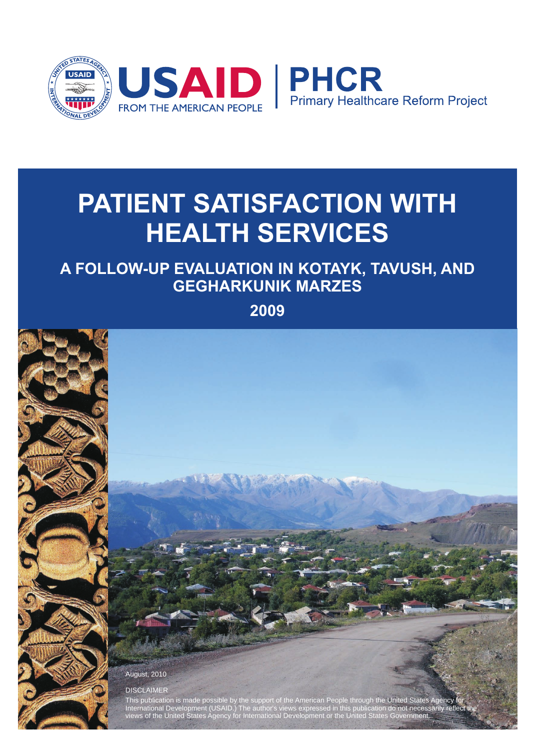USAID FROM THE AMERICAN PEOPLE | PHCR Primary Healthcare Reform Project

# PATIENT SATISFACTION WITH HEALTH SERVICES

## A FOLLOW-UP EVALUATION IN KOTAYK, TAVUSH, AND GEGHARKUNIK MARZES

## 2009

August, 2010

DISCLAIMER

This publication is made possible by the support of the American People through the United States Agency for International Development (USAID.) The author's views expressed in this publication do not necessarily reflect the views of the United States Agency for International Development or the United States Government.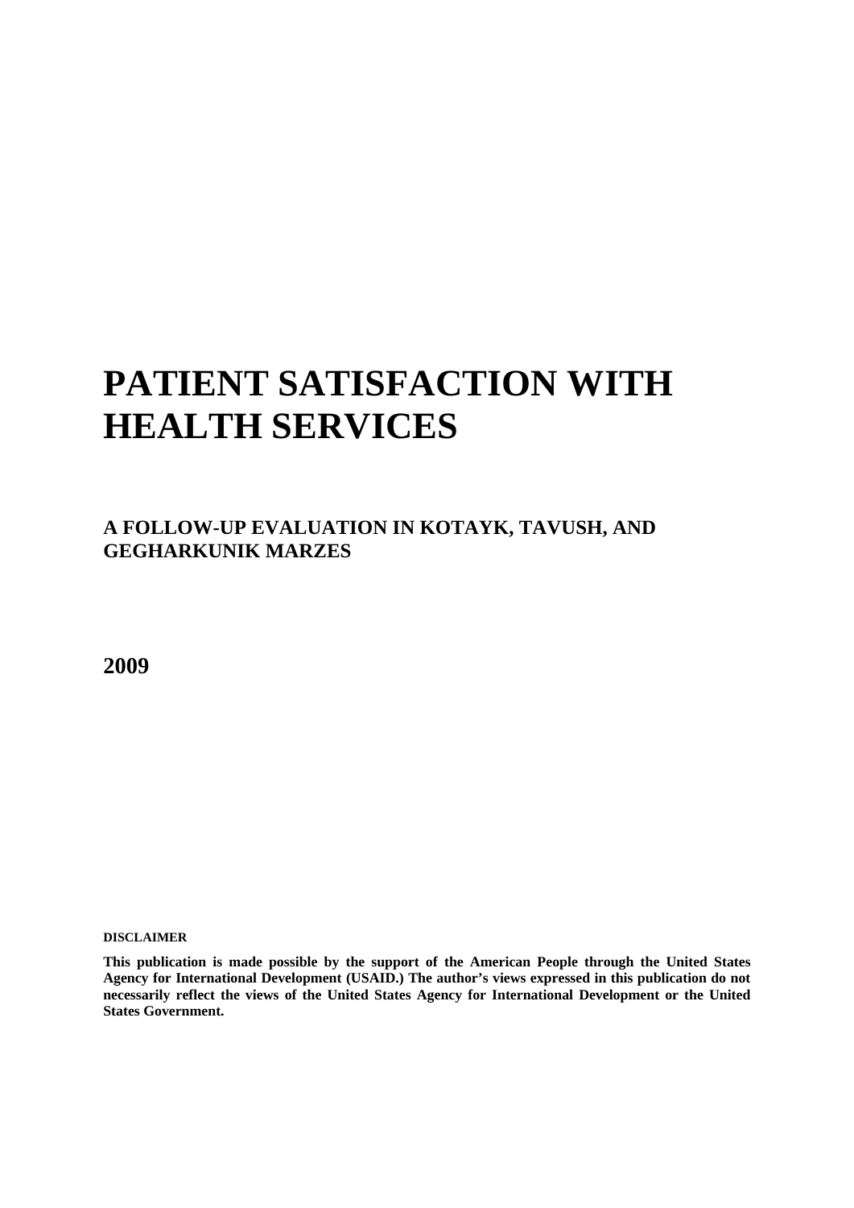# PATIENT SATISFACTION WITH HEALTH SERVICES

## A FOLLOW-UP EVALUATION IN KOTAYK, TAVUSH, AND GEGHARKUNIK MARZES

**2009**

**DISCLAIMER**

**This publication is made possible by the support of the American People through the United States Agency for International Development (USAID.) The author's views expressed in this publication do not necessarily reflect the views of the United States Agency for International Development or the United States Government.**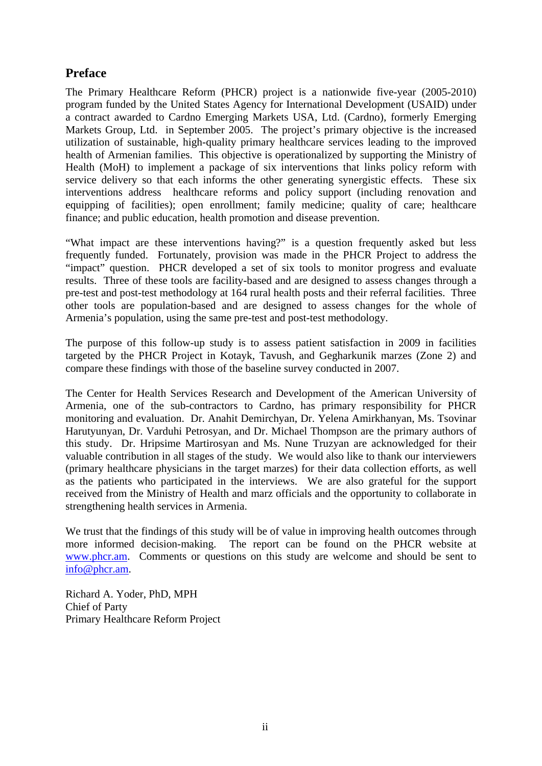## Preface

The Primary Healthcare Reform (PHCR) project is a nationwide five-year (2005-2010) program funded by the United States Agency for International Development (USAID) under a contract awarded to Cardno Emerging Markets USA, Ltd. (Cardno), formerly Emerging Markets Group, Ltd. in September 2005. The project's primary objective is the increased utilization of sustainable, high-quality primary healthcare services leading to the improved health of Armenian families. This objective is operationalized by supporting the Ministry of Health (MoH) to implement a package of six interventions that links policy reform with service delivery so that each informs the other generating synergistic effects. These six interventions address healthcare reforms and policy support (including renovation and equipping of facilities); open enrollment; family medicine; quality of care; healthcare finance; and public education, health promotion and disease prevention.

"What impact are these interventions having?" is a question frequently asked but less frequently funded. Fortunately, provision was made in the PHCR Project to address the "impact" question. PHCR developed a set of six tools to monitor progress and evaluate results. Three of these tools are facility-based and are designed to assess changes through a pre-test and post-test methodology at 164 rural health posts and their referral facilities. Three other tools are population-based and are designed to assess changes for the whole of Armenia's population, using the same pre-test and post-test methodology.

The purpose of this follow-up study is to assess patient satisfaction in 2009 in facilities targeted by the PHCR Project in Kotayk, Tavush, and Gegharkunik marzes (Zone 2) and compare these findings with those of the baseline survey conducted in 2007.

The Center for Health Services Research and Development of the American University of Armenia, one of the sub-contractors to Cardno, has primary responsibility for PHCR monitoring and evaluation. Dr. Anahit Demirchyan, Dr. Yelena Amirkhanyan, Ms. Tsovinar Harutyunyan, Dr. Varduhi Petrosyan, and Dr. Michael Thompson are the primary authors of this study. Dr. Hripsime Martirosyan and Ms. Nune Truzyan are acknowledged for their valuable contribution in all stages of the study. We would also like to thank our interviewers (primary healthcare physicians in the target marzes) for their data collection efforts, as well as the patients who participated in the interviews. We are also grateful for the support received from the Ministry of Health and marz officials and the opportunity to collaborate in strengthening health services in Armenia.

We trust that the findings of this study will be of value in improving health outcomes through more informed decision-making. The report can be found on the PHCR website at [www.phcr.am](http://www.phcr.am). Comments or questions on this study are welcome and should be sent to [info@phcr.am](mailto:info@phcr.am).

Richard A. Yoder, PhD, MPH
Chief of Party
Primary Healthcare Reform Project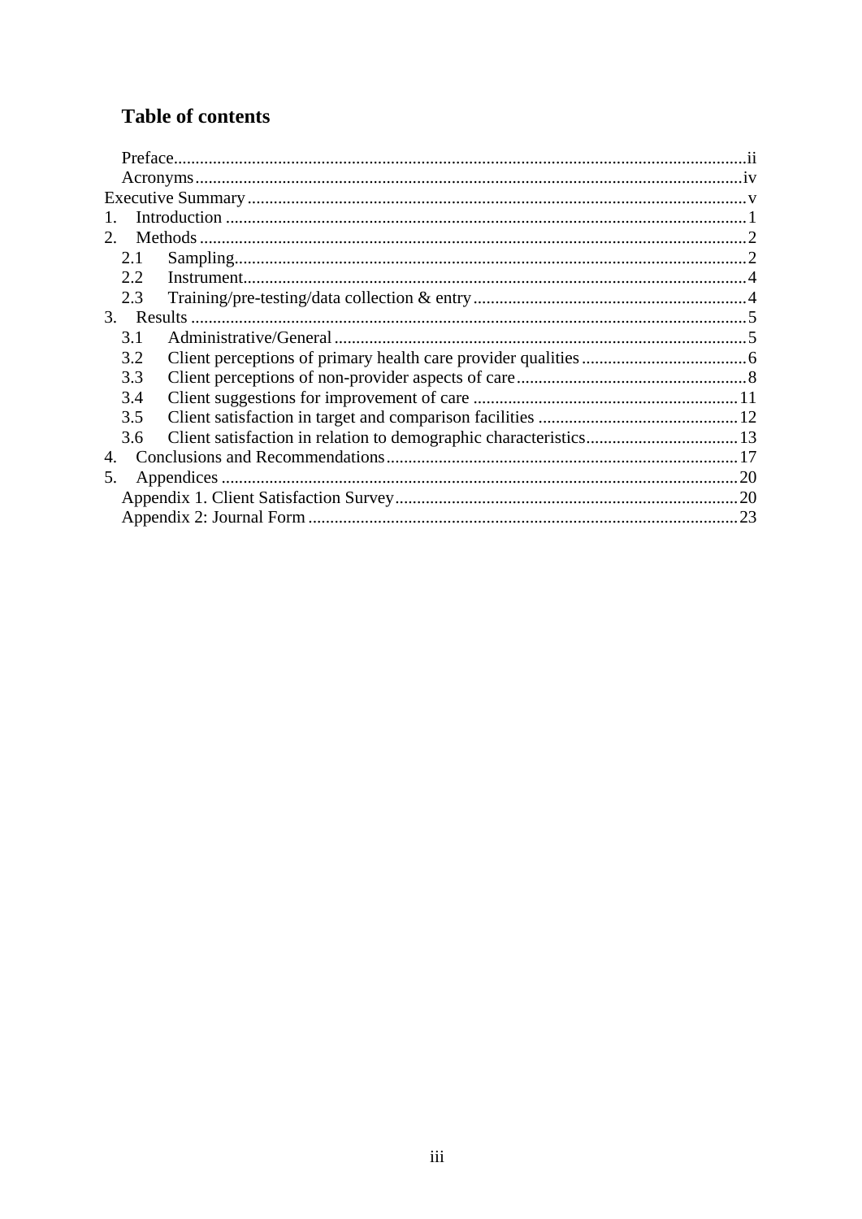# Table of contents

- Preface ..... ii
- Acronyms ..... iv
- Executive Summary ..... v
- 1. Introduction ..... 1
- 2. Methods ..... 2
  - 2.1 Sampling ..... 2
  - 2.2 Instrument ..... 4
  - 2.3 Training/pre-testing/data collection & entry ..... 4
- 3. Results ..... 5
  - 3.1 Administrative/General ..... 5
  - 3.2 Client perceptions of primary health care provider qualities ..... 6
  - 3.3 Client perceptions of non-provider aspects of care ..... 8
  - 3.4 Client suggestions for improvement of care ..... 11
  - 3.5 Client satisfaction in target and comparison facilities ..... 12
  - 3.6 Client satisfaction in relation to demographic characteristics ..... 13
- 4. Conclusions and Recommendations ..... 17
- 5. Appendices ..... 20
  - Appendix 1. Client Satisfaction Survey ..... 20
  - Appendix 2: Journal Form ..... 23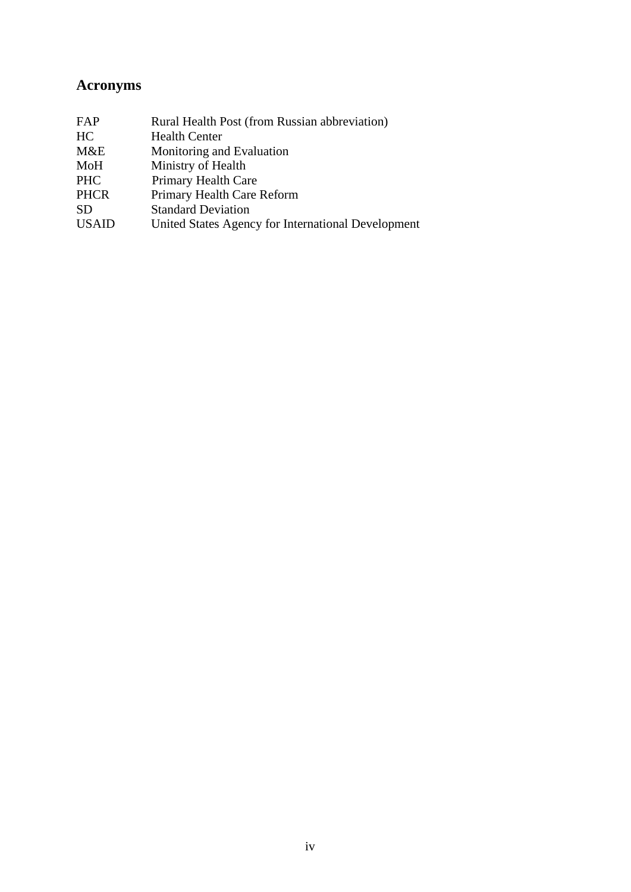## Acronyms

| | |
|---|---|
| FAP | Rural Health Post (from Russian abbreviation) |
| HC | Health Center |
| M&E | Monitoring and Evaluation |
| MoH | Ministry of Health |
| PHC | Primary Health Care |
| PHCR | Primary Health Care Reform |
| SD | Standard Deviation |
| USAID | United States Agency for International Development |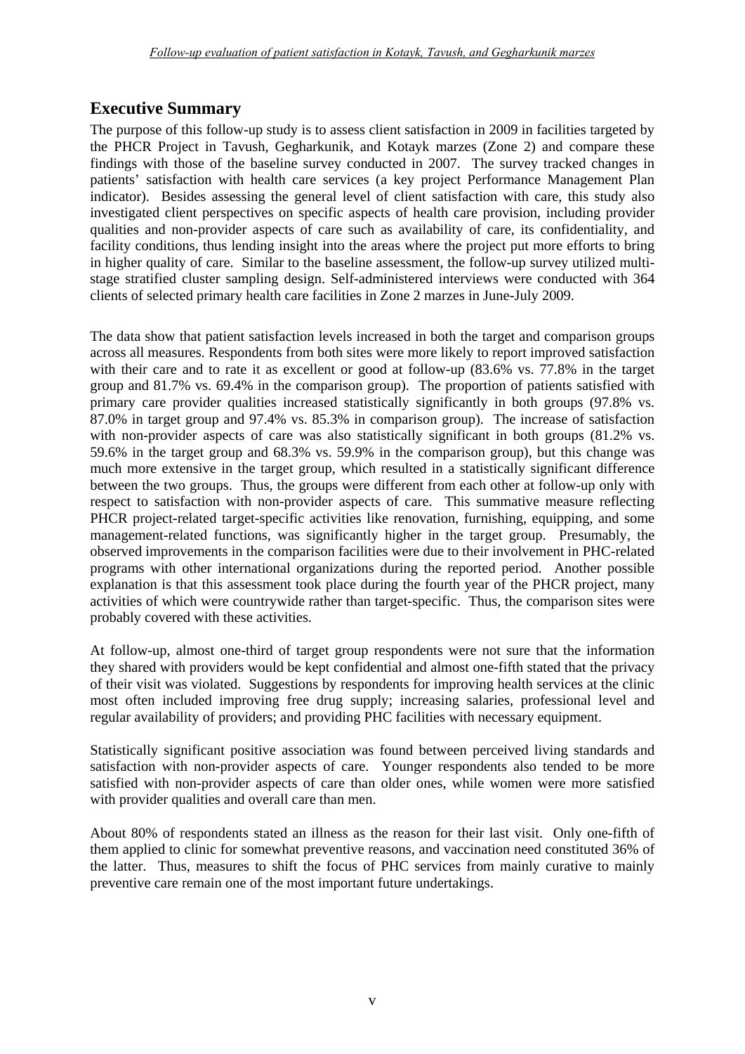# Executive Summary

The purpose of this follow-up study is to assess client satisfaction in 2009 in facilities targeted by the PHCR Project in Tavush, Gegharkunik, and Kotayk marzes (Zone 2) and compare these findings with those of the baseline survey conducted in 2007. The survey tracked changes in patients' satisfaction with health care services (a key project Performance Management Plan indicator). Besides assessing the general level of client satisfaction with care, this study also investigated client perspectives on specific aspects of health care provision, including provider qualities and non-provider aspects of care such as availability of care, its confidentiality, and facility conditions, thus lending insight into the areas where the project put more efforts to bring in higher quality of care. Similar to the baseline assessment, the follow-up survey utilized multi-stage stratified cluster sampling design. Self-administered interviews were conducted with 364 clients of selected primary health care facilities in Zone 2 marzes in June-July 2009.

The data show that patient satisfaction levels increased in both the target and comparison groups across all measures. Respondents from both sites were more likely to report improved satisfaction with their care and to rate it as excellent or good at follow-up (83.6% vs. 77.8% in the target group and 81.7% vs. 69.4% in the comparison group). The proportion of patients satisfied with primary care provider qualities increased statistically significantly in both groups (97.8% vs. 87.0% in target group and 97.4% vs. 85.3% in comparison group). The increase of satisfaction with non-provider aspects of care was also statistically significant in both groups (81.2% vs. 59.6% in the target group and 68.3% vs. 59.9% in the comparison group), but this change was much more extensive in the target group, which resulted in a statistically significant difference between the two groups. Thus, the groups were different from each other at follow-up only with respect to satisfaction with non-provider aspects of care. This summative measure reflecting PHCR project-related target-specific activities like renovation, furnishing, equipping, and some management-related functions, was significantly higher in the target group. Presumably, the observed improvements in the comparison facilities were due to their involvement in PHC-related programs with other international organizations during the reported period. Another possible explanation is that this assessment took place during the fourth year of the PHCR project, many activities of which were countrywide rather than target-specific. Thus, the comparison sites were probably covered with these activities.

At follow-up, almost one-third of target group respondents were not sure that the information they shared with providers would be kept confidential and almost one-fifth stated that the privacy of their visit was violated. Suggestions by respondents for improving health services at the clinic most often included improving free drug supply; increasing salaries, professional level and regular availability of providers; and providing PHC facilities with necessary equipment.

Statistically significant positive association was found between perceived living standards and satisfaction with non-provider aspects of care. Younger respondents also tended to be more satisfied with non-provider aspects of care than older ones, while women were more satisfied with provider qualities and overall care than men.

About 80% of respondents stated an illness as the reason for their last visit. Only one-fifth of them applied to clinic for somewhat preventive reasons, and vaccination need constituted 36% of the latter. Thus, measures to shift the focus of PHC services from mainly curative to mainly preventive care remain one of the most important future undertakings.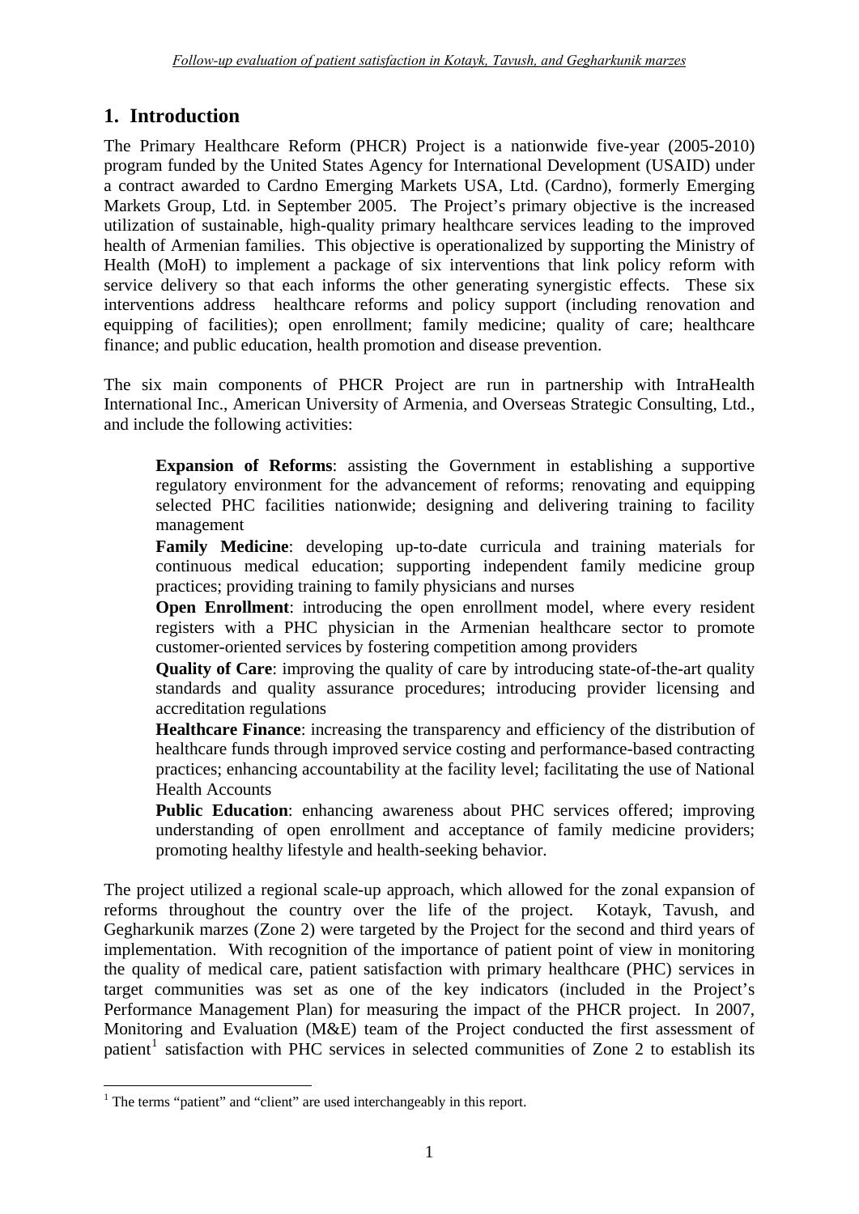# 1. Introduction

The Primary Healthcare Reform (PHCR) Project is a nationwide five-year (2005-2010) program funded by the United States Agency for International Development (USAID) under a contract awarded to Cardno Emerging Markets USA, Ltd. (Cardno), formerly Emerging Markets Group, Ltd. in September 2005. The Project's primary objective is the increased utilization of sustainable, high-quality primary healthcare services leading to the improved health of Armenian families. This objective is operationalized by supporting the Ministry of Health (MoH) to implement a package of six interventions that link policy reform with service delivery so that each informs the other generating synergistic effects. These six interventions address healthcare reforms and policy support (including renovation and equipping of facilities); open enrollment; family medicine; quality of care; healthcare finance; and public education, health promotion and disease prevention.

The six main components of PHCR Project are run in partnership with IntraHealth International Inc., American University of Armenia, and Overseas Strategic Consulting, Ltd., and include the following activities:

**Expansion of Reforms**: assisting the Government in establishing a supportive regulatory environment for the advancement of reforms; renovating and equipping selected PHC facilities nationwide; designing and delivering training to facility management

**Family Medicine**: developing up-to-date curricula and training materials for continuous medical education; supporting independent family medicine group practices; providing training to family physicians and nurses

**Open Enrollment**: introducing the open enrollment model, where every resident registers with a PHC physician in the Armenian healthcare sector to promote customer-oriented services by fostering competition among providers

**Quality of Care**: improving the quality of care by introducing state-of-the-art quality standards and quality assurance procedures; introducing provider licensing and accreditation regulations

**Healthcare Finance**: increasing the transparency and efficiency of the distribution of healthcare funds through improved service costing and performance-based contracting practices; enhancing accountability at the facility level; facilitating the use of National Health Accounts

**Public Education**: enhancing awareness about PHC services offered; improving understanding of open enrollment and acceptance of family medicine providers; promoting healthy lifestyle and health-seeking behavior.

The project utilized a regional scale-up approach, which allowed for the zonal expansion of reforms throughout the country over the life of the project. Kotayk, Tavush, and Gegharkunik marzes (Zone 2) were targeted by the Project for the second and third years of implementation. With recognition of the importance of patient point of view in monitoring the quality of medical care, patient satisfaction with primary healthcare (PHC) services in target communities was set as one of the key indicators (included in the Project's Performance Management Plan) for measuring the impact of the PHCR project. In 2007, Monitoring and Evaluation (M&E) team of the Project conducted the first assessment of patient[1] satisfaction with PHC services in selected communities of Zone 2 to establish its

[1] The terms "patient" and "client" are used interchangeably in this report.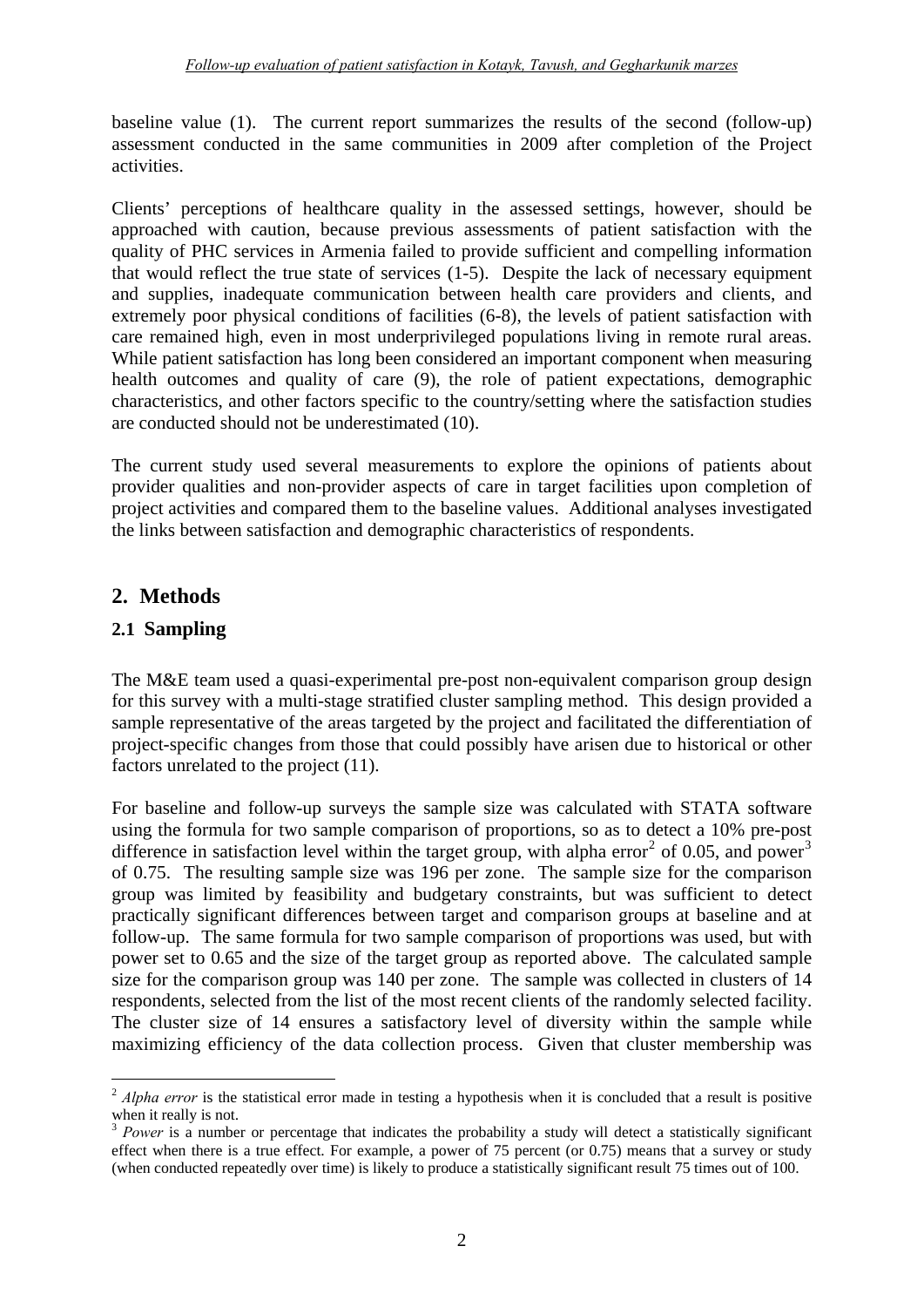baseline value (1). The current report summarizes the results of the second (follow-up) assessment conducted in the same communities in 2009 after completion of the Project activities.

Clients' perceptions of healthcare quality in the assessed settings, however, should be approached with caution, because previous assessments of patient satisfaction with the quality of PHC services in Armenia failed to provide sufficient and compelling information that would reflect the true state of services (1-5). Despite the lack of necessary equipment and supplies, inadequate communication between health care providers and clients, and extremely poor physical conditions of facilities (6-8), the levels of patient satisfaction with care remained high, even in most underprivileged populations living in remote rural areas. While patient satisfaction has long been considered an important component when measuring health outcomes and quality of care (9), the role of patient expectations, demographic characteristics, and other factors specific to the country/setting where the satisfaction studies are conducted should not be underestimated (10).

The current study used several measurements to explore the opinions of patients about provider qualities and non-provider aspects of care in target facilities upon completion of project activities and compared them to the baseline values. Additional analyses investigated the links between satisfaction and demographic characteristics of respondents.

## 2. Methods

### 2.1 Sampling

The M&E team used a quasi-experimental pre-post non-equivalent comparison group design for this survey with a multi-stage stratified cluster sampling method. This design provided a sample representative of the areas targeted by the project and facilitated the differentiation of project-specific changes from those that could possibly have arisen due to historical or other factors unrelated to the project (11).

For baseline and follow-up surveys the sample size was calculated with STATA software using the formula for two sample comparison of proportions, so as to detect a 10% pre-post difference in satisfaction level within the target group, with alpha error[2] of 0.05, and power[3] of 0.75. The resulting sample size was 196 per zone. The sample size for the comparison group was limited by feasibility and budgetary constraints, but was sufficient to detect practically significant differences between target and comparison groups at baseline and at follow-up. The same formula for two sample comparison of proportions was used, but with power set to 0.65 and the size of the target group as reported above. The calculated sample size for the comparison group was 140 per zone. The sample was collected in clusters of 14 respondents, selected from the list of the most recent clients of the randomly selected facility. The cluster size of 14 ensures a satisfactory level of diversity within the sample while maximizing efficiency of the data collection process. Given that cluster membership was

---

[2] *Alpha error* is the statistical error made in testing a hypothesis when it is concluded that a result is positive when it really is not.

[3] *Power* is a number or percentage that indicates the probability a study will detect a statistically significant effect when there is a true effect. For example, a power of 75 percent (or 0.75) means that a survey or study (when conducted repeatedly over time) is likely to produce a statistically significant result 75 times out of 100.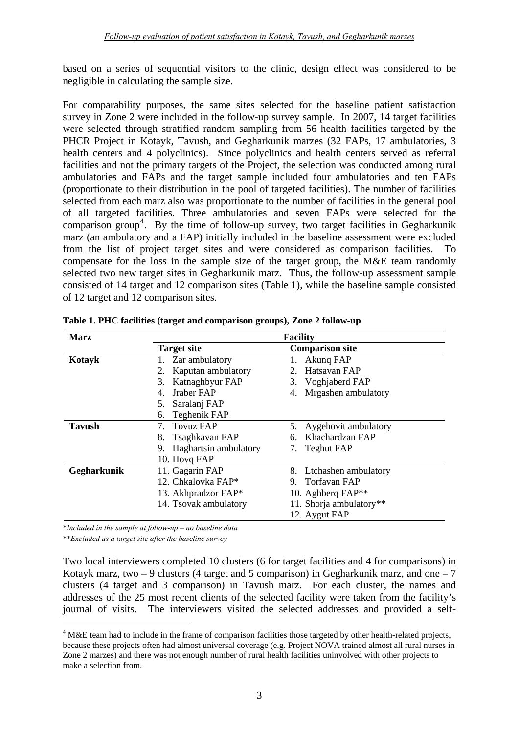based on a series of sequential visitors to the clinic, design effect was considered to be negligible in calculating the sample size.

For comparability purposes, the same sites selected for the baseline patient satisfaction survey in Zone 2 were included in the follow-up survey sample. In 2007, 14 target facilities were selected through stratified random sampling from 56 health facilities targeted by the PHCR Project in Kotayk, Tavush, and Gegharkunik marzes (32 FAPs, 17 ambulatories, 3 health centers and 4 polyclinics). Since polyclinics and health centers served as referral facilities and not the primary targets of the Project, the selection was conducted among rural ambulatories and FAPs and the target sample included four ambulatories and ten FAPs (proportionate to their distribution in the pool of targeted facilities). The number of facilities selected from each marz also was proportionate to the number of facilities in the general pool of all targeted facilities. Three ambulatories and seven FAPs were selected for the comparison group[4]. By the time of follow-up survey, two target facilities in Gegharkunik marz (an ambulatory and a FAP) initially included in the baseline assessment were excluded from the list of project target sites and were considered as comparison facilities. To compensate for the loss in the sample size of the target group, the M&E team randomly selected two new target sites in Gegharkunik marz. Thus, the follow-up assessment sample consisted of 14 target and 12 comparison sites (Table 1), while the baseline sample consisted of 12 target and 12 comparison sites.

**Table 1. PHC facilities (target and comparison groups), Zone 2 follow-up**

| Marz | Facility | |
|---|---|---|
| | **Target site** | **Comparison site** |
| **Kotayk** | 1. Zar ambulatory | 1. Akunq FAP |
| | 2. Kaputan ambulatory | 2. Hatsavan FAP |
| | 3. Katnaghbyur FAP | 3. Voghjaberd FAP |
| | 4. Jraber FAP | 4. Mrgashen ambulatory |
| | 5. Saralanj FAP | |
| | 6. Teghenik FAP | |
| **Tavush** | 7. Tovuz FAP | 5. Aygehovit ambulatory |
| | 8. Tsaghkavan FAP | 6. Khachardzan FAP |
| | 9. Haghartsin ambulatory | 7. Teghut FAP |
| | 10. Hovq FAP | |
| **Gegharkunik** | 11. Gagarin FAP | 8. Ltchashen ambulatory |
| | 12. Chkalovka FAP* | 9. Torfavan FAP |
| | 13. Akhpradzor FAP* | 10. Aghberq FAP** |
| | 14. Tsovak ambulatory | 11. Shorja ambulatory** |
| | | 12. Aygut FAP |

*\*Included in the sample at follow-up – no baseline data*

*\*\*Excluded as a target site after the baseline survey*

Two local interviewers completed 10 clusters (6 for target facilities and 4 for comparisons) in Kotayk marz, two – 9 clusters (4 target and 5 comparison) in Gegharkunik marz, and one – 7 clusters (4 target and 3 comparison) in Tavush marz. For each cluster, the names and addresses of the 25 most recent clients of the selected facility were taken from the facility's journal of visits. The interviewers visited the selected addresses and provided a self-

[4] M&E team had to include in the frame of comparison facilities those targeted by other health-related projects, because these projects often had almost universal coverage (e.g. Project NOVA trained almost all rural nurses in Zone 2 marzes) and there was not enough number of rural health facilities uninvolved with other projects to make a selection from.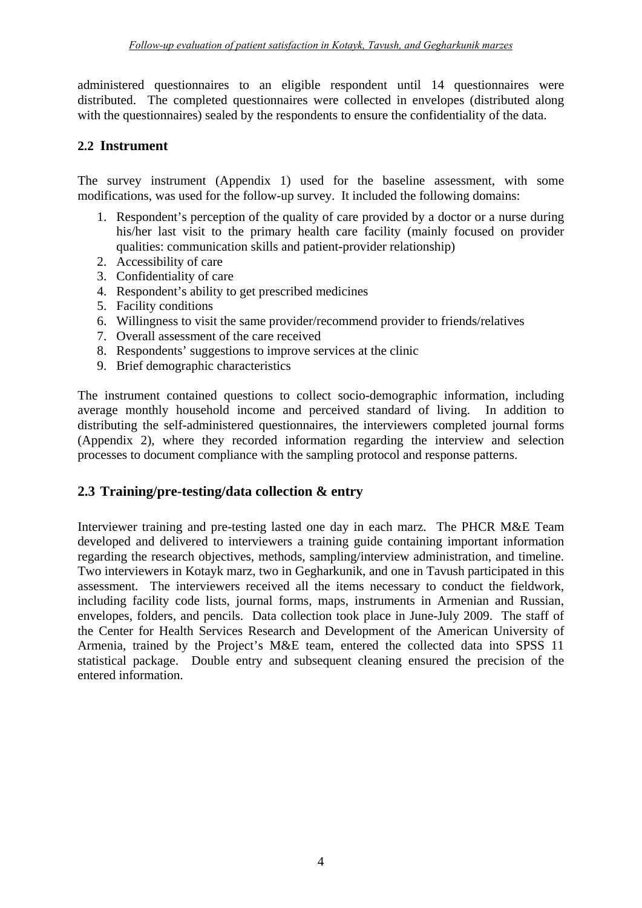administered questionnaires to an eligible respondent until 14 questionnaires were distributed. The completed questionnaires were collected in envelopes (distributed along with the questionnaires) sealed by the respondents to ensure the confidentiality of the data.

## 2.2 Instrument

The survey instrument (Appendix 1) used for the baseline assessment, with some modifications, was used for the follow-up survey. It included the following domains:

1. Respondent's perception of the quality of care provided by a doctor or a nurse during his/her last visit to the primary health care facility (mainly focused on provider qualities: communication skills and patient-provider relationship)
2. Accessibility of care
3. Confidentiality of care
4. Respondent's ability to get prescribed medicines
5. Facility conditions
6. Willingness to visit the same provider/recommend provider to friends/relatives
7. Overall assessment of the care received
8. Respondents' suggestions to improve services at the clinic
9. Brief demographic characteristics

The instrument contained questions to collect socio-demographic information, including average monthly household income and perceived standard of living. In addition to distributing the self-administered questionnaires, the interviewers completed journal forms (Appendix 2), where they recorded information regarding the interview and selection processes to document compliance with the sampling protocol and response patterns.

## 2.3 Training/pre-testing/data collection & entry

Interviewer training and pre-testing lasted one day in each marz. The PHCR M&E Team developed and delivered to interviewers a training guide containing important information regarding the research objectives, methods, sampling/interview administration, and timeline. Two interviewers in Kotayk marz, two in Gegharkunik, and one in Tavush participated in this assessment. The interviewers received all the items necessary to conduct the fieldwork, including facility code lists, journal forms, maps, instruments in Armenian and Russian, envelopes, folders, and pencils. Data collection took place in June-July 2009. The staff of the Center for Health Services Research and Development of the American University of Armenia, trained by the Project's M&E team, entered the collected data into SPSS 11 statistical package. Double entry and subsequent cleaning ensured the precision of the entered information.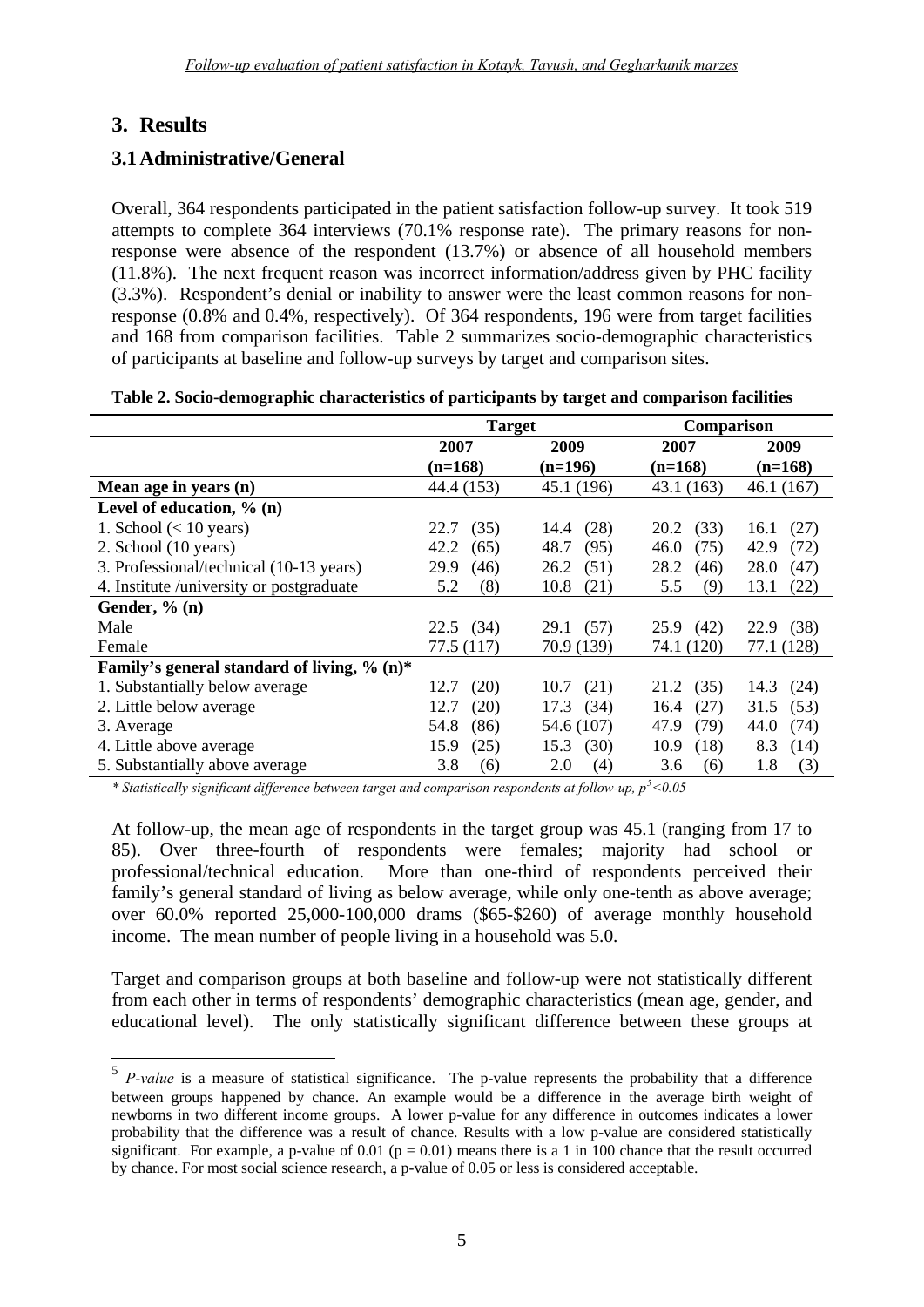# 3. Results

## 3.1 Administrative/General

Overall, 364 respondents participated in the patient satisfaction follow-up survey. It took 519 attempts to complete 364 interviews (70.1% response rate). The primary reasons for non-response were absence of the respondent (13.7%) or absence of all household members (11.8%). The next frequent reason was incorrect information/address given by PHC facility (3.3%). Respondent's denial or inability to answer were the least common reasons for non-response (0.8% and 0.4%, respectively). Of 364 respondents, 196 were from target facilities and 168 from comparison facilities. Table 2 summarizes socio-demographic characteristics of participants at baseline and follow-up surveys by target and comparison sites.

**Table 2. Socio-demographic characteristics of participants by target and comparison facilities**

| | Target | | Comparison | |
|---|---|---|---|---|
| | 2007 (n=168) | 2009 (n=196) | 2007 (n=168) | 2009 (n=168) |
| **Mean age in years (n)** | 44.4 (153) | 45.1 (196) | 43.1 (163) | 46.1 (167) |
| **Level of education, % (n)** | | | | |
| 1. School (< 10 years) | 22.7 (35) | 14.4 (28) | 20.2 (33) | 16.1 (27) |
| 2. School (10 years) | 42.2 (65) | 48.7 (95) | 46.0 (75) | 42.9 (72) |
| 3. Professional/technical (10-13 years) | 29.9 (46) | 26.2 (51) | 28.2 (46) | 28.0 (47) |
| 4. Institute /university or postgraduate | 5.2 (8) | 10.8 (21) | 5.5 (9) | 13.1 (22) |
| **Gender, % (n)** | | | | |
| Male | 22.5 (34) | 29.1 (57) | 25.9 (42) | 22.9 (38) |
| Female | 77.5 (117) | 70.9 (139) | 74.1 (120) | 77.1 (128) |
| **Family's general standard of living, % (n)*** | | | | |
| 1. Substantially below average | 12.7 (20) | 10.7 (21) | 21.2 (35) | 14.3 (24) |
| 2. Little below average | 12.7 (20) | 17.3 (34) | 16.4 (27) | 31.5 (53) |
| 3. Average | 54.8 (86) | 54.6 (107) | 47.9 (79) | 44.0 (74) |
| 4. Little above average | 15.9 (25) | 15.3 (30) | 10.9 (18) | 8.3 (14) |
| 5. Substantially above average | 3.8 (6) | 2.0 (4) | 3.6 (6) | 1.8 (3) |

*\* Statistically significant difference between target and comparison respondents at follow-up, p[5]<0.05*

At follow-up, the mean age of respondents in the target group was 45.1 (ranging from 17 to 85). Over three-fourth of respondents were females; majority had school or professional/technical education. More than one-third of respondents perceived their family's general standard of living as below average, while only one-tenth as above average; over 60.0% reported 25,000-100,000 drams ($65-$260) of average monthly household income. The mean number of people living in a household was 5.0.

Target and comparison groups at both baseline and follow-up were not statistically different from each other in terms of respondents' demographic characteristics (mean age, gender, and educational level). The only statistically significant difference between these groups at

[5] *P-value* is a measure of statistical significance. The p-value represents the probability that a difference between groups happened by chance. An example would be a difference in the average birth weight of newborns in two different income groups. A lower p-value for any difference in outcomes indicates a lower probability that the difference was a result of chance. Results with a low p-value are considered statistically significant. For example, a p-value of 0.01 ($p = 0.01$) means there is a 1 in 100 chance that the result occurred by chance. For most social science research, a p-value of 0.05 or less is considered acceptable.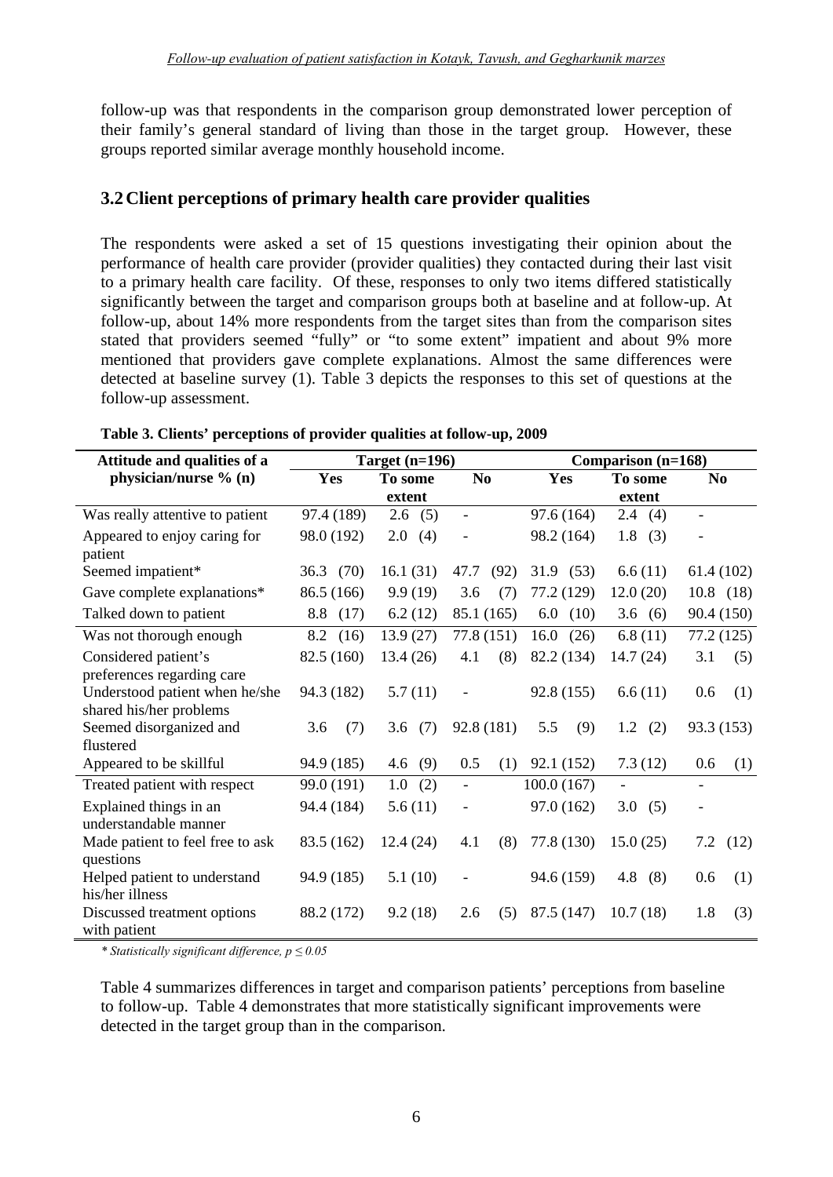follow-up was that respondents in the comparison group demonstrated lower perception of their family's general standard of living than those in the target group. However, these groups reported similar average monthly household income.

## 3.2 Client perceptions of primary health care provider qualities

The respondents were asked a set of 15 questions investigating their opinion about the performance of health care provider (provider qualities) they contacted during their last visit to a primary health care facility. Of these, responses to only two items differed statistically significantly between the target and comparison groups both at baseline and at follow-up. At follow-up, about 14% more respondents from the target sites than from the comparison sites stated that providers seemed "fully" or "to some extent" impatient and about 9% more mentioned that providers gave complete explanations. Almost the same differences were detected at baseline survey (1). Table 3 depicts the responses to this set of questions at the follow-up assessment.

**Table 3. Clients' perceptions of provider qualities at follow-up, 2009**

| Attitude and qualities of a physician/nurse % (n) | Target (n=196) | | | Comparison (n=168) | | |
|---|---|---|---|---|---|---|
| | Yes | To some extent | No | Yes | To some extent | No |
| Was really attentive to patient | 97.4 (189) | 2.6 (5) | - | 97.6 (164) | 2.4 (4) | - |
| Appeared to enjoy caring for patient | 98.0 (192) | 2.0 (4) | - | 98.2 (164) | 1.8 (3) | - |
| Seemed impatient* | 36.3 (70) | 16.1 (31) | 47.7 (92) | 31.9 (53) | 6.6 (11) | 61.4 (102) |
| Gave complete explanations* | 86.5 (166) | 9.9 (19) | 3.6 (7) | 77.2 (129) | 12.0 (20) | 10.8 (18) |
| Talked down to patient | 8.8 (17) | 6.2 (12) | 85.1 (165) | 6.0 (10) | 3.6 (6) | 90.4 (150) |
| Was not thorough enough | 8.2 (16) | 13.9 (27) | 77.8 (151) | 16.0 (26) | 6.8 (11) | 77.2 (125) |
| Considered patient's preferences regarding care | 82.5 (160) | 13.4 (26) | 4.1 (8) | 82.2 (134) | 14.7 (24) | 3.1 (5) |
| Understood patient when he/she shared his/her problems | 94.3 (182) | 5.7 (11) | - | 92.8 (155) | 6.6 (11) | 0.6 (1) |
| Seemed disorganized and flustered | 3.6 (7) | 3.6 (7) | 92.8 (181) | 5.5 (9) | 1.2 (2) | 93.3 (153) |
| Appeared to be skillful | 94.9 (185) | 4.6 (9) | 0.5 (1) | 92.1 (152) | 7.3 (12) | 0.6 (1) |
| Treated patient with respect | 99.0 (191) | 1.0 (2) | - | 100.0 (167) | - | - |
| Explained things in an understandable manner | 94.4 (184) | 5.6 (11) | - | 97.0 (162) | 3.0 (5) | - |
| Made patient to feel free to ask questions | 83.5 (162) | 12.4 (24) | 4.1 (8) | 77.8 (130) | 15.0 (25) | 7.2 (12) |
| Helped patient to understand his/her illness | 94.9 (185) | 5.1 (10) | - | 94.6 (159) | 4.8 (8) | 0.6 (1) |
| Discussed treatment options with patient | 88.2 (172) | 9.2 (18) | 2.6 (5) | 87.5 (147) | 10.7 (18) | 1.8 (3) |

*\* Statistically significant difference, $p \leq 0.05$*

Table 4 summarizes differences in target and comparison patients' perceptions from baseline to follow-up. Table 4 demonstrates that more statistically significant improvements were detected in the target group than in the comparison.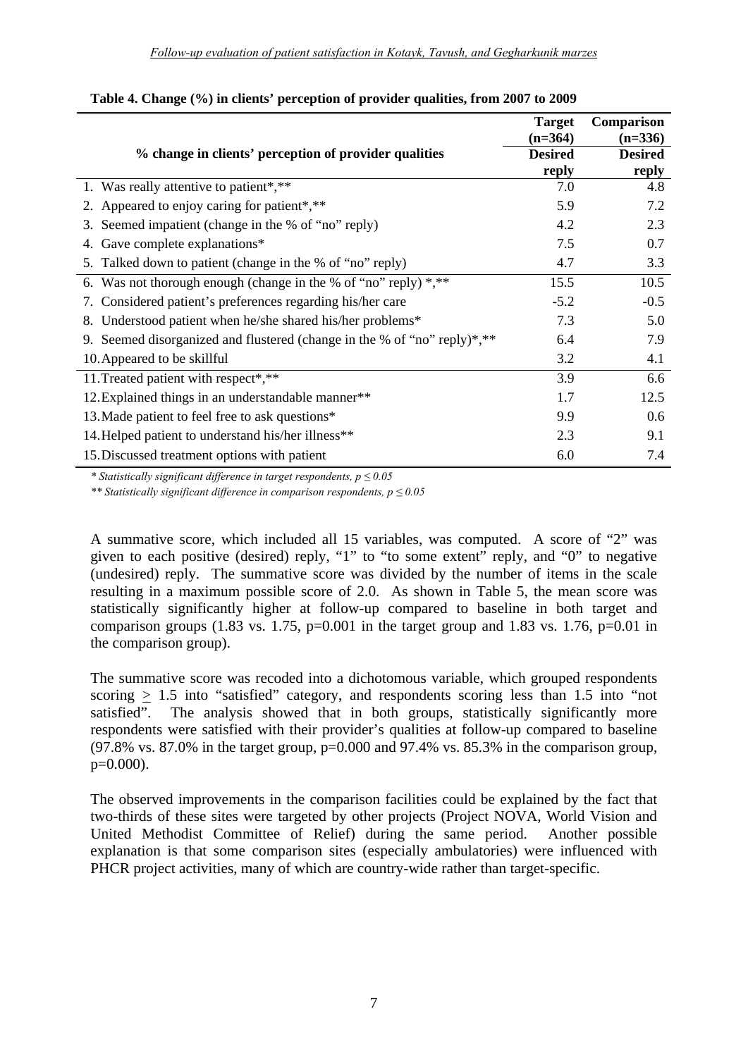**Table 4. Change (%) in clients' perception of provider qualities, from 2007 to 2009**

| % change in clients' perception of provider qualities | Target (n=364) Desired reply | Comparison (n=336) Desired reply |
|---|---|---|
| 1. Was really attentive to patient*,** | 7.0 | 4.8 |
| 2. Appeared to enjoy caring for patient*,** | 5.9 | 7.2 |
| 3. Seemed impatient (change in the % of "no" reply) | 4.2 | 2.3 |
| 4. Gave complete explanations* | 7.5 | 0.7 |
| 5. Talked down to patient (change in the % of "no" reply) | 4.7 | 3.3 |
| 6. Was not thorough enough (change in the % of "no" reply) *,** | 15.5 | 10.5 |
| 7. Considered patient's preferences regarding his/her care | -5.2 | -0.5 |
| 8. Understood patient when he/she shared his/her problems* | 7.3 | 5.0 |
| 9. Seemed disorganized and flustered (change in the % of "no" reply)*,** | 6.4 | 7.9 |
| 10. Appeared to be skillful | 3.2 | 4.1 |
| 11. Treated patient with respect*,** | 3.9 | 6.6 |
| 12. Explained things in an understandable manner** | 1.7 | 12.5 |
| 13. Made patient to feel free to ask questions* | 9.9 | 0.6 |
| 14. Helped patient to understand his/her illness** | 2.3 | 9.1 |
| 15. Discussed treatment options with patient | 6.0 | 7.4 |

*\* Statistically significant difference in target respondents, $p \leq 0.05$*

*\*\* Statistically significant difference in comparison respondents, $p \leq 0.05$*

A summative score, which included all 15 variables, was computed. A score of "2" was given to each positive (desired) reply, "1" to "to some extent" reply, and "0" to negative (undesired) reply. The summative score was divided by the number of items in the scale resulting in a maximum possible score of 2.0. As shown in Table 5, the mean score was statistically significantly higher at follow-up compared to baseline in both target and comparison groups (1.83 vs. 1.75, p=0.001 in the target group and 1.83 vs. 1.76, p=0.01 in the comparison group).

The summative score was recoded into a dichotomous variable, which grouped respondents scoring $\geq$ 1.5 into "satisfied" category, and respondents scoring less than 1.5 into "not satisfied". The analysis showed that in both groups, statistically significantly more respondents were satisfied with their provider's qualities at follow-up compared to baseline (97.8% vs. 87.0% in the target group, p=0.000 and 97.4% vs. 85.3% in the comparison group, p=0.000).

The observed improvements in the comparison facilities could be explained by the fact that two-thirds of these sites were targeted by other projects (Project NOVA, World Vision and United Methodist Committee of Relief) during the same period. Another possible explanation is that some comparison sites (especially ambulatories) were influenced with PHCR project activities, many of which are country-wide rather than target-specific.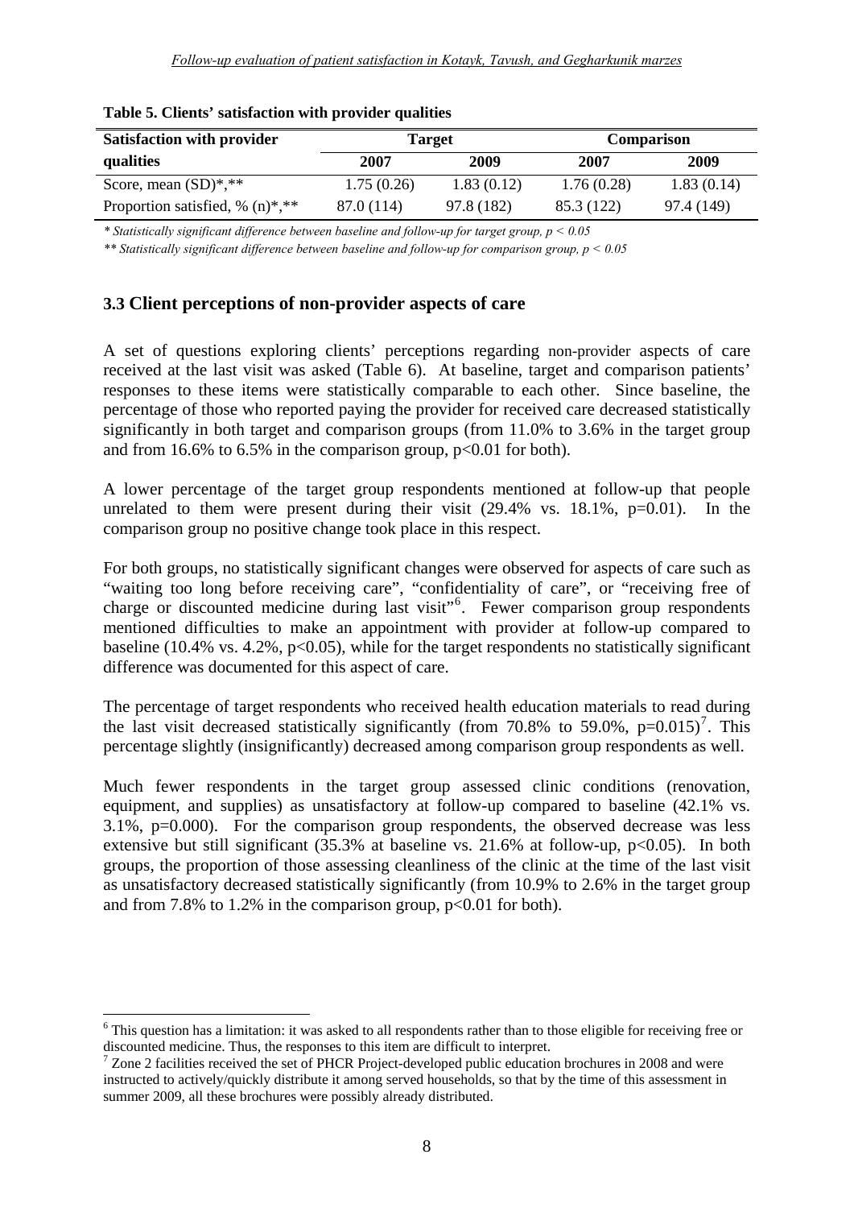**Table 5. Clients' satisfaction with provider qualities**

| Satisfaction with provider qualities | Target | | Comparison | |
|---|---|---|---|---|
| | 2007 | 2009 | 2007 | 2009 |
| Score, mean (SD)*,** | 1.75 (0.26) | 1.83 (0.12) | 1.76 (0.28) | 1.83 (0.14) |
| Proportion satisfied, % (n)*,** | 87.0 (114) | 97.8 (182) | 85.3 (122) | 97.4 (149) |

*\* Statistically significant difference between baseline and follow-up for target group, $p < 0.05$*

*\*\* Statistically significant difference between baseline and follow-up for comparison group, $p < 0.05$*

### 3.3 Client perceptions of non-provider aspects of care

A set of questions exploring clients' perceptions regarding non-provider aspects of care received at the last visit was asked (Table 6). At baseline, target and comparison patients' responses to these items were statistically comparable to each other. Since baseline, the percentage of those who reported paying the provider for received care decreased statistically significantly in both target and comparison groups (from 11.0% to 3.6% in the target group and from 16.6% to 6.5% in the comparison group, $p<0.01$ for both).

A lower percentage of the target group respondents mentioned at follow-up that people unrelated to them were present during their visit (29.4% vs. 18.1%, $p=0.01$). In the comparison group no positive change took place in this respect.

For both groups, no statistically significant changes were observed for aspects of care such as "waiting too long before receiving care", "confidentiality of care", or "receiving free of charge or discounted medicine during last visit"[6]. Fewer comparison group respondents mentioned difficulties to make an appointment with provider at follow-up compared to baseline (10.4% vs. 4.2%, $p<0.05$), while for the target respondents no statistically significant difference was documented for this aspect of care.

The percentage of target respondents who received health education materials to read during the last visit decreased statistically significantly (from 70.8% to 59.0%, $p=0.015$)[7]. This percentage slightly (insignificantly) decreased among comparison group respondents as well.

Much fewer respondents in the target group assessed clinic conditions (renovation, equipment, and supplies) as unsatisfactory at follow-up compared to baseline (42.1% vs. 3.1%, $p=0.000$). For the comparison group respondents, the observed decrease was less extensive but still significant (35.3% at baseline vs. 21.6% at follow-up, $p<0.05$). In both groups, the proportion of those assessing cleanliness of the clinic at the time of the last visit as unsatisfactory decreased statistically significantly (from 10.9% to 2.6% in the target group and from 7.8% to 1.2% in the comparison group, $p<0.01$ for both).

---

[6] This question has a limitation: it was asked to all respondents rather than to those eligible for receiving free or discounted medicine. Thus, the responses to this item are difficult to interpret.

[7] Zone 2 facilities received the set of PHCR Project-developed public education brochures in 2008 and were instructed to actively/quickly distribute it among served households, so that by the time of this assessment in summer 2009, all these brochures were possibly already distributed.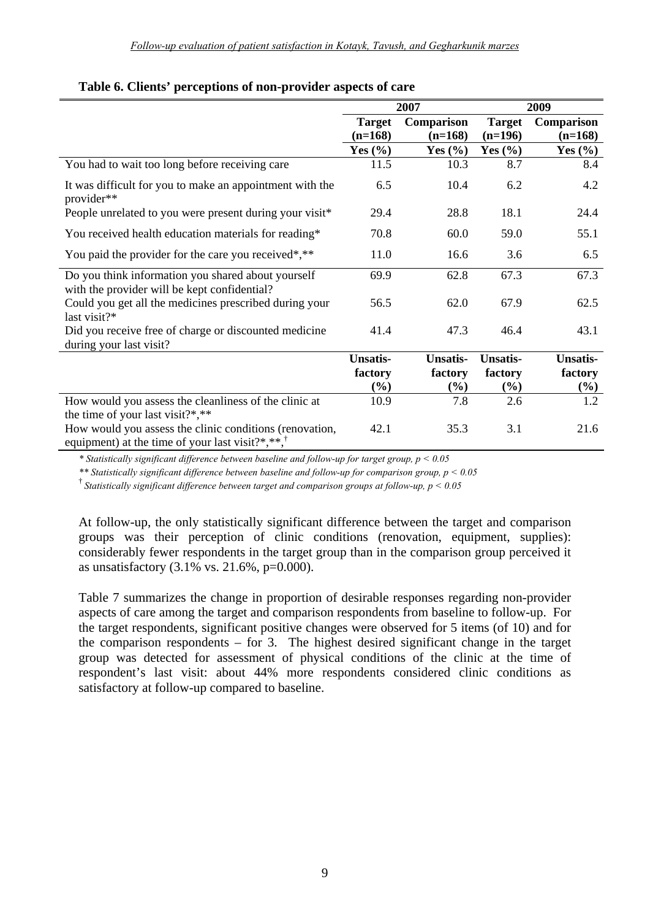**Table 6. Clients' perceptions of non-provider aspects of care**

| | 2007 | | 2009 | |
|---|---|---|---|---|
| | Target (n=168) | Comparison (n=168) | Target (n=196) | Comparison (n=168) |
| | Yes (%) | Yes (%) | Yes (%) | Yes (%) |
| You had to wait too long before receiving care | 11.5 | 10.3 | 8.7 | 8.4 |
| It was difficult for you to make an appointment with the provider** | 6.5 | 10.4 | 6.2 | 4.2 |
| People unrelated to you were present during your visit* | 29.4 | 28.8 | 18.1 | 24.4 |
| You received health education materials for reading* | 70.8 | 60.0 | 59.0 | 55.1 |
| You paid the provider for the care you received*,** | 11.0 | 16.6 | 3.6 | 6.5 |
| Do you think information you shared about yourself with the provider will be kept confidential? | 69.9 | 62.8 | 67.3 | 67.3 |
| Could you get all the medicines prescribed during your last visit?* | 56.5 | 62.0 | 67.9 | 62.5 |
| Did you receive free of charge or discounted medicine during your last visit? | 41.4 | 47.3 | 46.4 | 43.1 |
| | **Unsatis-factory (%)** | **Unsatis-factory (%)** | **Unsatis-factory (%)** | **Unsatis-factory (%)** |
| How would you assess the cleanliness of the clinic at the time of your last visit?*,** | 10.9 | 7.8 | 2.6 | 1.2 |
| How would you assess the clinic conditions (renovation, equipment) at the time of your last visit?*,**,† | 42.1 | 35.3 | 3.1 | 21.6 |

*\* Statistically significant difference between baseline and follow-up for target group, $p < 0.05$*

*\*\* Statistically significant difference between baseline and follow-up for comparison group, $p < 0.05$*

*† Statistically significant difference between target and comparison groups at follow-up, $p < 0.05$*

At follow-up, the only statistically significant difference between the target and comparison groups was their perception of clinic conditions (renovation, equipment, supplies): considerably fewer respondents in the target group than in the comparison group perceived it as unsatisfactory (3.1% vs. 21.6%, p=0.000).

Table 7 summarizes the change in proportion of desirable responses regarding non-provider aspects of care among the target and comparison respondents from baseline to follow-up. For the target respondents, significant positive changes were observed for 5 items (of 10) and for the comparison respondents – for 3. The highest desired significant change in the target group was detected for assessment of physical conditions of the clinic at the time of respondent's last visit: about 44% more respondents considered clinic conditions as satisfactory at follow-up compared to baseline.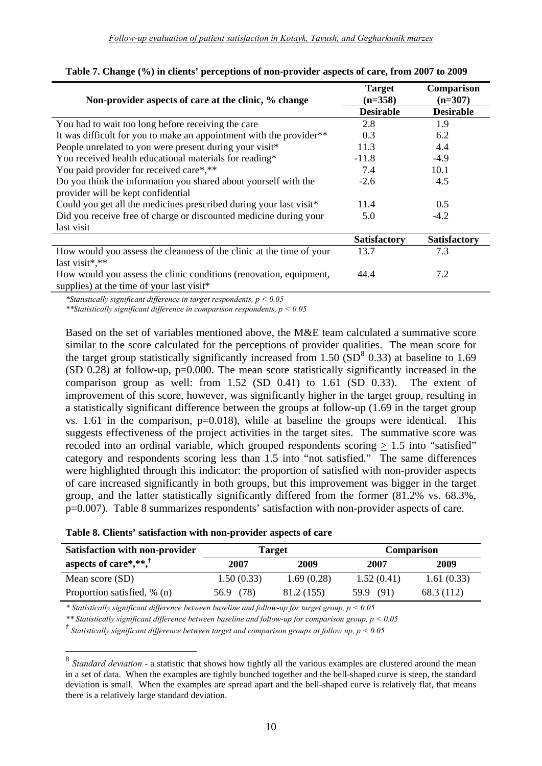**Table 7. Change (%) in clients' perceptions of non-provider aspects of care, from 2007 to 2009**

| Non-provider aspects of care at the clinic, % change | Target (n=358) | Comparison (n=307) |
|---|---|---|
| | **Desirable** | **Desirable** |
| You had to wait too long before receiving the care | 2.8 | 1.9 |
| It was difficult for you to make an appointment with the provider** | 0.3 | 6.2 |
| People unrelated to you were present during your visit* | 11.3 | 4.4 |
| You received health educational materials for reading* | -11.8 | -4.9 |
| You paid provider for received care*,** | 7.4 | 10.1 |
| Do you think the information you shared about yourself with the provider will be kept confidential | -2.6 | 4.5 |
| Could you get all the medicines prescribed during your last visit* | 11.4 | 0.5 |
| Did you receive free of charge or discounted medicine during your last visit | 5.0 | -4.2 |
| | **Satisfactory** | **Satisfactory** |
| How would you assess the cleanness of the clinic at the time of your last visit*,** | 13.7 | 7.3 |
| How would you assess the clinic conditions (renovation, equipment, supplies) at the time of your last visit* | 44.4 | 7.2 |

*\*Statistically significant difference in target respondents, $p < 0.05$*

*\*\*Statistically significant difference in comparison respondents, $p < 0.05$*

Based on the set of variables mentioned above, the M&E team calculated a summative score similar to the score calculated for the perceptions of provider qualities. The mean score for the target group statistically significantly increased from 1.50 (SD[8] 0.33) at baseline to 1.69 (SD 0.28) at follow-up, p=0.000. The mean score statistically significantly increased in the comparison group as well: from 1.52 (SD 0.41) to 1.61 (SD 0.33). The extent of improvement of this score, however, was significantly higher in the target group, resulting in a statistically significant difference between the groups at follow-up (1.69 in the target group vs. 1.61 in the comparison, p=0.018), while at baseline the groups were identical. This suggests effectiveness of the project activities in the target sites. The summative score was recoded into an ordinal variable, which grouped respondents scoring ≥ 1.5 into "satisfied" category and respondents scoring less than 1.5 into "not satisfied." The same differences were highlighted through this indicator: the proportion of satisfied with non-provider aspects of care increased significantly in both groups, but this improvement was bigger in the target group, and the latter statistically significantly differed from the former (81.2% vs. 68.3%, p=0.007). Table 8 summarizes respondents' satisfaction with non-provider aspects of care.

**Table 8. Clients' satisfaction with non-provider aspects of care**

| Satisfaction with non-provider aspects of care*,**,† | Target | | Comparison | |
|---|---|---|---|---|
| | 2007 | 2009 | 2007 | 2009 |
| Mean score (SD) | 1.50 (0.33) | 1.69 (0.28) | 1.52 (0.41) | 1.61 (0.33) |
| Proportion satisfied, % (n) | 56.9 (78) | 81.2 (155) | 59.9 (91) | 68.3 (112) |

*\* Statistically significant difference between baseline and follow-up for target group, $p < 0.05$*

*\*\* Statistically significant difference between baseline and follow-up for comparison group, $p < 0.05$*

*† Statistically significant difference between target and comparison groups at follow up, $p < 0.05$*

[8] *Standard deviation* - a statistic that shows how tightly all the various examples are clustered around the mean in a set of data. When the examples are tightly bunched together and the bell-shaped curve is steep, the standard deviation is small. When the examples are spread apart and the bell-shaped curve is relatively flat, that means there is a relatively large standard deviation.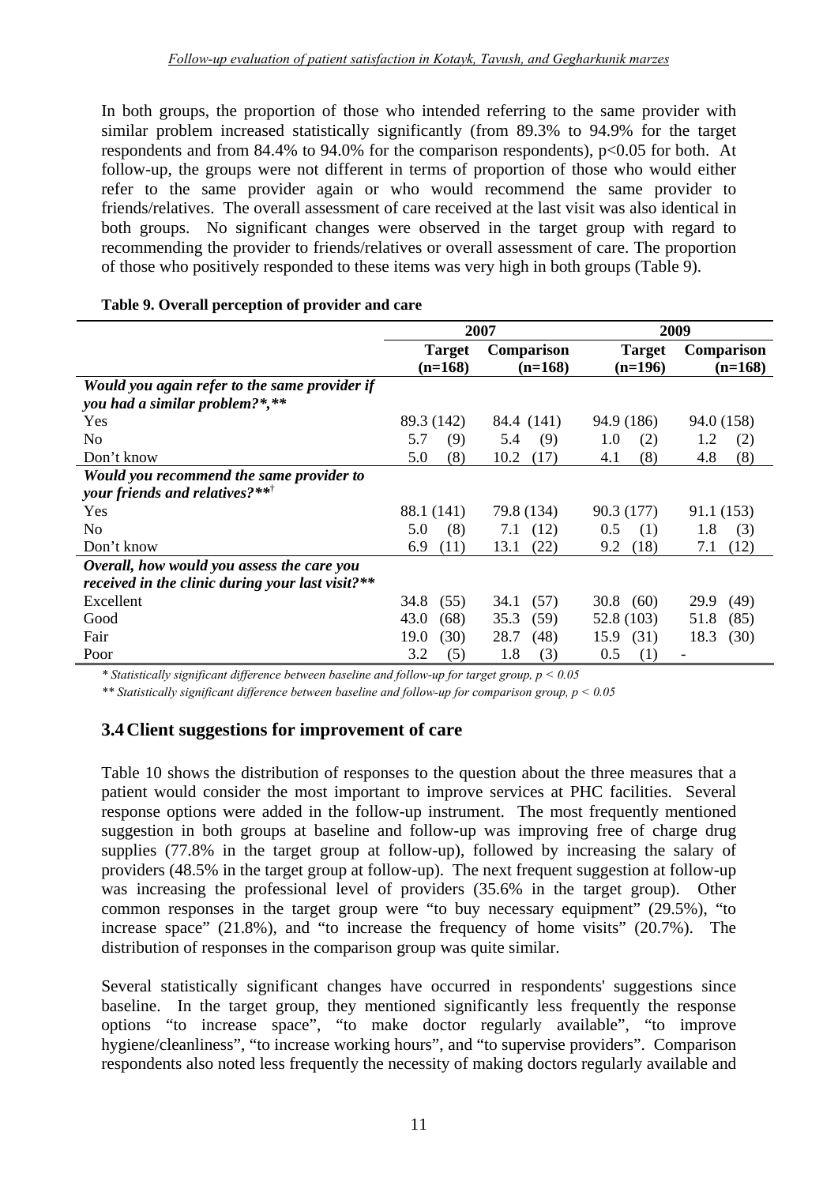In both groups, the proportion of those who intended referring to the same provider with similar problem increased statistically significantly (from 89.3% to 94.9% for the target respondents and from 84.4% to 94.0% for the comparison respondents), $p<0.05$ for both. At follow-up, the groups were not different in terms of proportion of those who would either refer to the same provider again or who would recommend the same provider to friends/relatives. The overall assessment of care received at the last visit was also identical in both groups. No significant changes were observed in the target group with regard to recommending the provider to friends/relatives or overall assessment of care. The proportion of those who positively responded to these items was very high in both groups (Table 9).

**Table 9. Overall perception of provider and care**

| | 2007 | | 2009 | |
|---|---|---|---|---|
| | **Target (n=168)** | **Comparison (n=168)** | **Target (n=196)** | **Comparison (n=168)** |
| ***Would you again refer to the same provider if you had a similar problem?\*,\*\**** | | | | |
| Yes | 89.3 (142) | 84.4 (141) | 94.9 (186) | 94.0 (158) |
| No | 5.7 (9) | 5.4 (9) | 1.0 (2) | 1.2 (2) |
| Don't know | 5.0 (8) | 10.2 (17) | 4.1 (8) | 4.8 (8) |
| ***Would you recommend the same provider to your friends and relatives?\*\*†*** | | | | |
| Yes | 88.1 (141) | 79.8 (134) | 90.3 (177) | 91.1 (153) |
| No | 5.0 (8) | 7.1 (12) | 0.5 (1) | 1.8 (3) |
| Don't know | 6.9 (11) | 13.1 (22) | 9.2 (18) | 7.1 (12) |
| ***Overall, how would you assess the care you received in the clinic during your last visit?\*\**** | | | | |
| Excellent | 34.8 (55) | 34.1 (57) | 30.8 (60) | 29.9 (49) |
| Good | 43.0 (68) | 35.3 (59) | 52.8 (103) | 51.8 (85) |
| Fair | 19.0 (30) | 28.7 (48) | 15.9 (31) | 18.3 (30) |
| Poor | 3.2 (5) | 1.8 (3) | 0.5 (1) | - |

*\* Statistically significant difference between baseline and follow-up for target group, $p < 0.05$*

*\*\* Statistically significant difference between baseline and follow-up for comparison group, $p < 0.05$*

## 3.4 Client suggestions for improvement of care

Table 10 shows the distribution of responses to the question about the three measures that a patient would consider the most important to improve services at PHC facilities. Several response options were added in the follow-up instrument. The most frequently mentioned suggestion in both groups at baseline and follow-up was improving free of charge drug supplies (77.8% in the target group at follow-up), followed by increasing the salary of providers (48.5% in the target group at follow-up). The next frequent suggestion at follow-up was increasing the professional level of providers (35.6% in the target group). Other common responses in the target group were "to buy necessary equipment" (29.5%), "to increase space" (21.8%), and "to increase the frequency of home visits" (20.7%). The distribution of responses in the comparison group was quite similar.

Several statistically significant changes have occurred in respondents' suggestions since baseline. In the target group, they mentioned significantly less frequently the response options "to increase space", "to make doctor regularly available", "to improve hygiene/cleanliness", "to increase working hours", and "to supervise providers". Comparison respondents also noted less frequently the necessity of making doctors regularly available and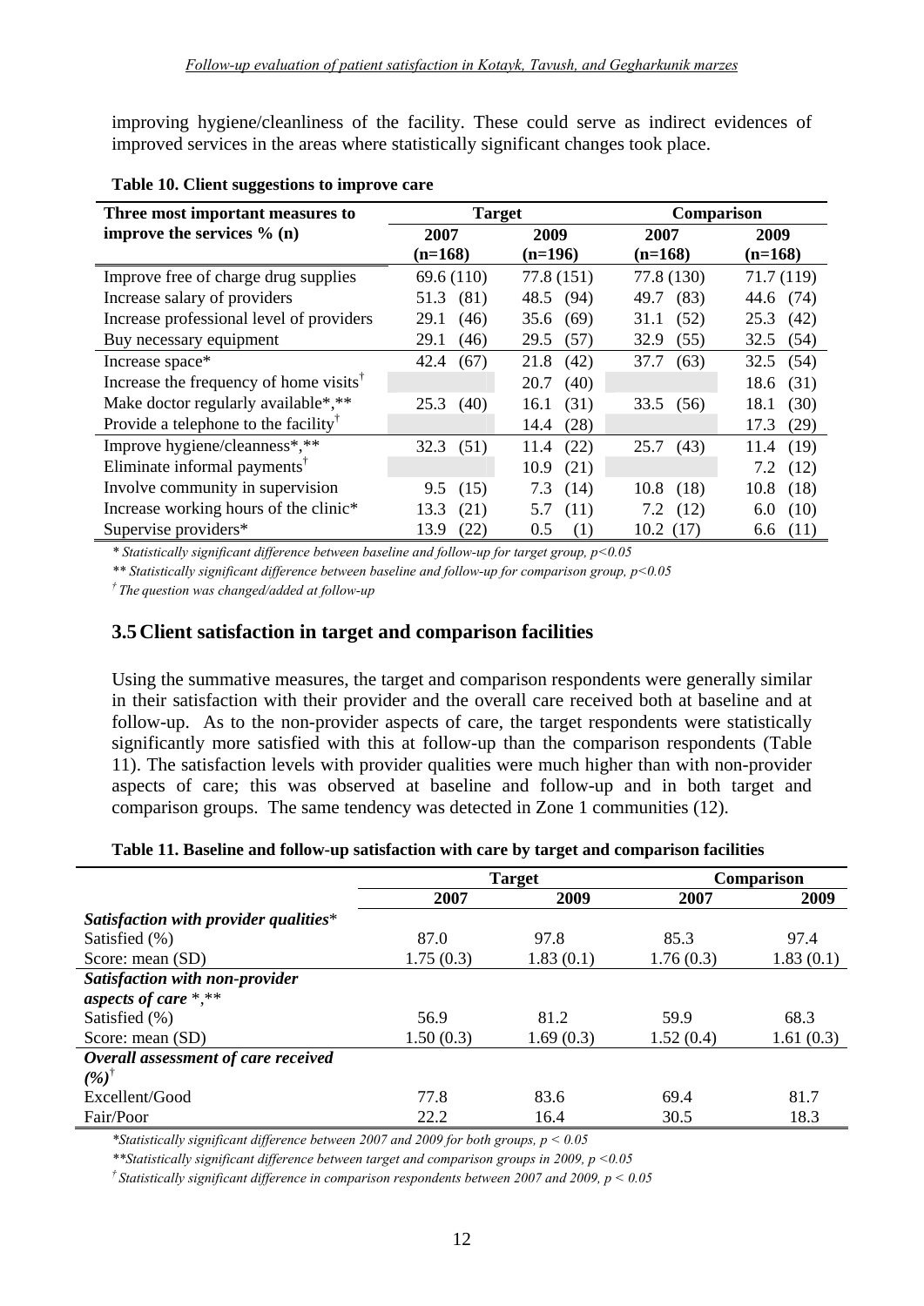improving hygiene/cleanliness of the facility. These could serve as indirect evidences of improved services in the areas where statistically significant changes took place.

**Table 10. Client suggestions to improve care**

| Three most important measures to improve the services % (n) | Target | | Comparison | |
|---|---|---|---|---|
| | 2007 (n=168) | 2009 (n=196) | 2007 (n=168) | 2009 (n=168) |
| Improve free of charge drug supplies | 69.6 (110) | 77.8 (151) | 77.8 (130) | 71.7 (119) |
| Increase salary of providers | 51.3 (81) | 48.5 (94) | 49.7 (83) | 44.6 (74) |
| Increase professional level of providers | 29.1 (46) | 35.6 (69) | 31.1 (52) | 25.3 (42) |
| Buy necessary equipment | 29.1 (46) | 29.5 (57) | 32.9 (55) | 32.5 (54) |
| Increase space* | 42.4 (67) | 21.8 (42) | 37.7 (63) | 32.5 (54) |
| Increase the frequency of home visits† | | 20.7 (40) | | 18.6 (31) |
| Make doctor regularly available*,** | 25.3 (40) | 16.1 (31) | 33.5 (56) | 18.1 (30) |
| Provide a telephone to the facility† | | 14.4 (28) | | 17.3 (29) |
| Improve hygiene/cleanness*,** | 32.3 (51) | 11.4 (22) | 25.7 (43) | 11.4 (19) |
| Eliminate informal payments† | | 10.9 (21) | | 7.2 (12) |
| Involve community in supervision | 9.5 (15) | 7.3 (14) | 10.8 (18) | 10.8 (18) |
| Increase working hours of the clinic* | 13.3 (21) | 5.7 (11) | 7.2 (12) | 6.0 (10) |
| Supervise providers* | 13.9 (22) | 0.5 (1) | 10.2 (17) | 6.6 (11) |

*\* Statistically significant difference between baseline and follow-up for target group, $p<0.05$*

*\*\* Statistically significant difference between baseline and follow-up for comparison group, $p<0.05$*

*† The question was changed/added at follow-up*

## 3.5 Client satisfaction in target and comparison facilities

Using the summative measures, the target and comparison respondents were generally similar in their satisfaction with their provider and the overall care received both at baseline and at follow-up. As to the non-provider aspects of care, the target respondents were statistically significantly more satisfied with this at follow-up than the comparison respondents (Table 11). The satisfaction levels with provider qualities were much higher than with non-provider aspects of care; this was observed at baseline and follow-up and in both target and comparison groups. The same tendency was detected in Zone 1 communities (12).

**Table 11. Baseline and follow-up satisfaction with care by target and comparison facilities**

| | Target | | Comparison | |
|---|---|---|---|---|
| | 2007 | 2009 | 2007 | 2009 |
| ***Satisfaction with provider qualities**** | | | | |
| Satisfied (%) | 87.0 | 97.8 | 85.3 | 97.4 |
| Score: mean (SD) | 1.75 (0.3) | 1.83 (0.1) | 1.76 (0.3) | 1.83 (0.1) |
| ***Satisfaction with non-provider aspects of care*,**** | | | | |
| Satisfied (%) | 56.9 | 81.2 | 59.9 | 68.3 |
| Score: mean (SD) | 1.50 (0.3) | 1.69 (0.3) | 1.52 (0.4) | 1.61 (0.3) |
| ***Overall assessment of care received (%)†*** | | | | |
| Excellent/Good | 77.8 | 83.6 | 69.4 | 81.7 |
| Fair/Poor | 22.2 | 16.4 | 30.5 | 18.3 |

*\*Statistically significant difference between 2007 and 2009 for both groups, $p < 0.05$*

*\*\*Statistically significant difference between target and comparison groups in 2009, $p < 0.05$*

*† Statistically significant difference in comparison respondents between 2007 and 2009, $p < 0.05$*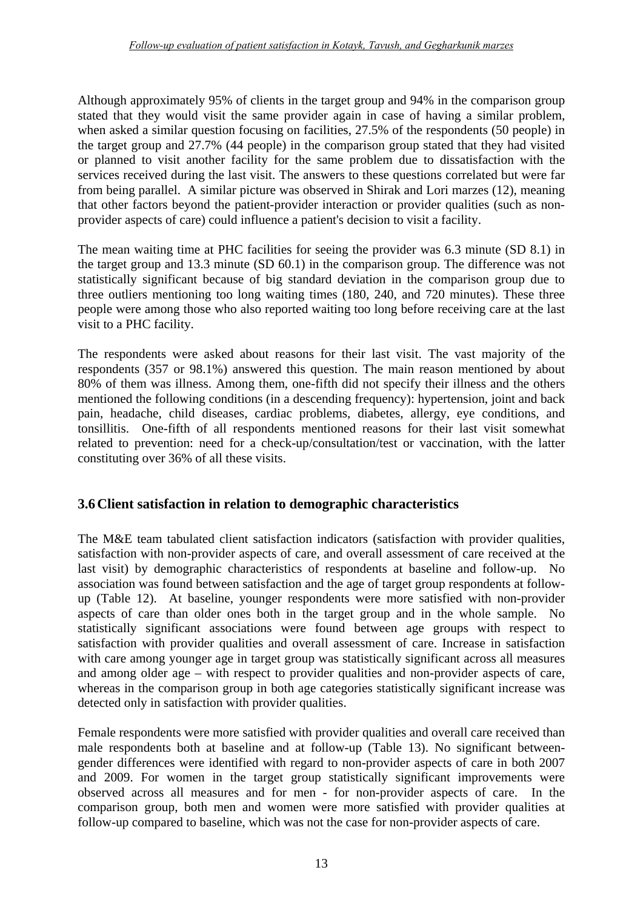Although approximately 95% of clients in the target group and 94% in the comparison group stated that they would visit the same provider again in case of having a similar problem, when asked a similar question focusing on facilities, 27.5% of the respondents (50 people) in the target group and 27.7% (44 people) in the comparison group stated that they had visited or planned to visit another facility for the same problem due to dissatisfaction with the services received during the last visit. The answers to these questions correlated but were far from being parallel. A similar picture was observed in Shirak and Lori marzes (12), meaning that other factors beyond the patient-provider interaction or provider qualities (such as non-provider aspects of care) could influence a patient's decision to visit a facility.

The mean waiting time at PHC facilities for seeing the provider was 6.3 minute (SD 8.1) in the target group and 13.3 minute (SD 60.1) in the comparison group. The difference was not statistically significant because of big standard deviation in the comparison group due to three outliers mentioning too long waiting times (180, 240, and 720 minutes). These three people were among those who also reported waiting too long before receiving care at the last visit to a PHC facility.

The respondents were asked about reasons for their last visit. The vast majority of the respondents (357 or 98.1%) answered this question. The main reason mentioned by about 80% of them was illness. Among them, one-fifth did not specify their illness and the others mentioned the following conditions (in a descending frequency): hypertension, joint and back pain, headache, child diseases, cardiac problems, diabetes, allergy, eye conditions, and tonsillitis. One-fifth of all respondents mentioned reasons for their last visit somewhat related to prevention: need for a check-up/consultation/test or vaccination, with the latter constituting over 36% of all these visits.

## 3.6 Client satisfaction in relation to demographic characteristics

The M&E team tabulated client satisfaction indicators (satisfaction with provider qualities, satisfaction with non-provider aspects of care, and overall assessment of care received at the last visit) by demographic characteristics of respondents at baseline and follow-up. No association was found between satisfaction and the age of target group respondents at follow-up (Table 12). At baseline, younger respondents were more satisfied with non-provider aspects of care than older ones both in the target group and in the whole sample. No statistically significant associations were found between age groups with respect to satisfaction with provider qualities and overall assessment of care. Increase in satisfaction with care among younger age in target group was statistically significant across all measures and among older age – with respect to provider qualities and non-provider aspects of care, whereas in the comparison group in both age categories statistically significant increase was detected only in satisfaction with provider qualities.

Female respondents were more satisfied with provider qualities and overall care received than male respondents both at baseline and at follow-up (Table 13). No significant between-gender differences were identified with regard to non-provider aspects of care in both 2007 and 2009. For women in the target group statistically significant improvements were observed across all measures and for men - for non-provider aspects of care. In the comparison group, both men and women were more satisfied with provider qualities at follow-up compared to baseline, which was not the case for non-provider aspects of care.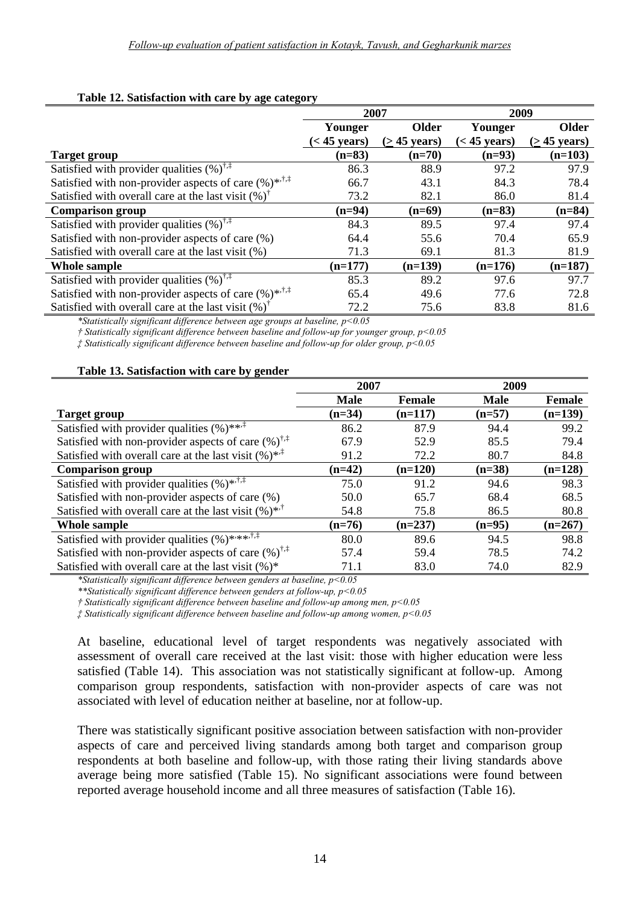**Table 12. Satisfaction with care by age category**

| | 2007 | | 2009 | |
|---|---|---|---|---|
| | Younger (< 45 years) | Older (≥ 45 years) | Younger (< 45 years) | Older (≥ 45 years) |
| **Target group** | **(n=83)** | **(n=70)** | **(n=93)** | **(n=103)** |
| Satisfied with provider qualities (%)[†,‡] | 86.3 | 88.9 | 97.2 | 97.9 |
| Satisfied with non-provider aspects of care (%)*[,†,‡] | 66.7 | 43.1 | 84.3 | 78.4 |
| Satisfied with overall care at the last visit (%)[†] | 73.2 | 82.1 | 86.0 | 81.4 |
| **Comparison group** | **(n=94)** | **(n=69)** | **(n=83)** | **(n=84)** |
| Satisfied with provider qualities (%)[†,‡] | 84.3 | 89.5 | 97.4 | 97.4 |
| Satisfied with non-provider aspects of care (%) | 64.4 | 55.6 | 70.4 | 65.9 |
| Satisfied with overall care at the last visit (%) | 71.3 | 69.1 | 81.3 | 81.9 |
| **Whole sample** | **(n=177)** | **(n=139)** | **(n=176)** | **(n=187)** |
| Satisfied with provider qualities (%)[†,‡] | 85.3 | 89.2 | 97.6 | 97.7 |
| Satisfied with non-provider aspects of care (%)*[,†,‡] | 65.4 | 49.6 | 77.6 | 72.8 |
| Satisfied with overall care at the last visit (%)[†] | 72.2 | 75.6 | 83.8 | 81.6 |

*\*Statistically significant difference between age groups at baseline, p<0.05*

*† Statistically significant difference between baseline and follow-up for younger group, p<0.05*

*‡ Statistically significant difference between baseline and follow-up for older group, p<0.05*

**Table 13. Satisfaction with care by gender**

| | 2007 | | 2009 | |
|---|---|---|---|---|
| | Male | Female | Male | Female |
| **Target group** | **(n=34)** | **(n=117)** | **(n=57)** | **(n=139)** |
| Satisfied with provider qualities (%)**[,‡] | 86.2 | 87.9 | 94.4 | 99.2 |
| Satisfied with non-provider aspects of care (%)[†,‡] | 67.9 | 52.9 | 85.5 | 79.4 |
| Satisfied with overall care at the last visit (%)*[,‡] | 91.2 | 72.2 | 80.7 | 84.8 |
| **Comparison group** | **(n=42)** | **(n=120)** | **(n=38)** | **(n=128)** |
| Satisfied with provider qualities (%)*[,†,‡] | 75.0 | 91.2 | 94.6 | 98.3 |
| Satisfied with non-provider aspects of care (%) | 50.0 | 65.7 | 68.4 | 68.5 |
| Satisfied with overall care at the last visit (%)*[,†] | 54.8 | 75.8 | 86.5 | 80.8 |
| **Whole sample** | **(n=76)** | **(n=237)** | **(n=95)** | **(n=267)** |
| Satisfied with provider qualities (%)*[,]**[,†,‡] | 80.0 | 89.6 | 94.5 | 98.8 |
| Satisfied with non-provider aspects of care (%)[†,‡] | 57.4 | 59.4 | 78.5 | 74.2 |
| Satisfied with overall care at the last visit (%)* | 71.1 | 83.0 | 74.0 | 82.9 |

*\*Statistically significant difference between genders at baseline, p<0.05*

*\*\*Statistically significant difference between genders at follow-up, p<0.05*

*† Statistically significant difference between baseline and follow-up among men, p<0.05*

*‡ Statistically significant difference between baseline and follow-up among women, p<0.05*

At baseline, educational level of target respondents was negatively associated with assessment of overall care received at the last visit: those with higher education were less satisfied (Table 14). This association was not statistically significant at follow-up. Among comparison group respondents, satisfaction with non-provider aspects of care was not associated with level of education neither at baseline, nor at follow-up.

There was statistically significant positive association between satisfaction with non-provider aspects of care and perceived living standards among both target and comparison group respondents at both baseline and follow-up, with those rating their living standards above average being more satisfied (Table 15). No significant associations were found between reported average household income and all three measures of satisfaction (Table 16).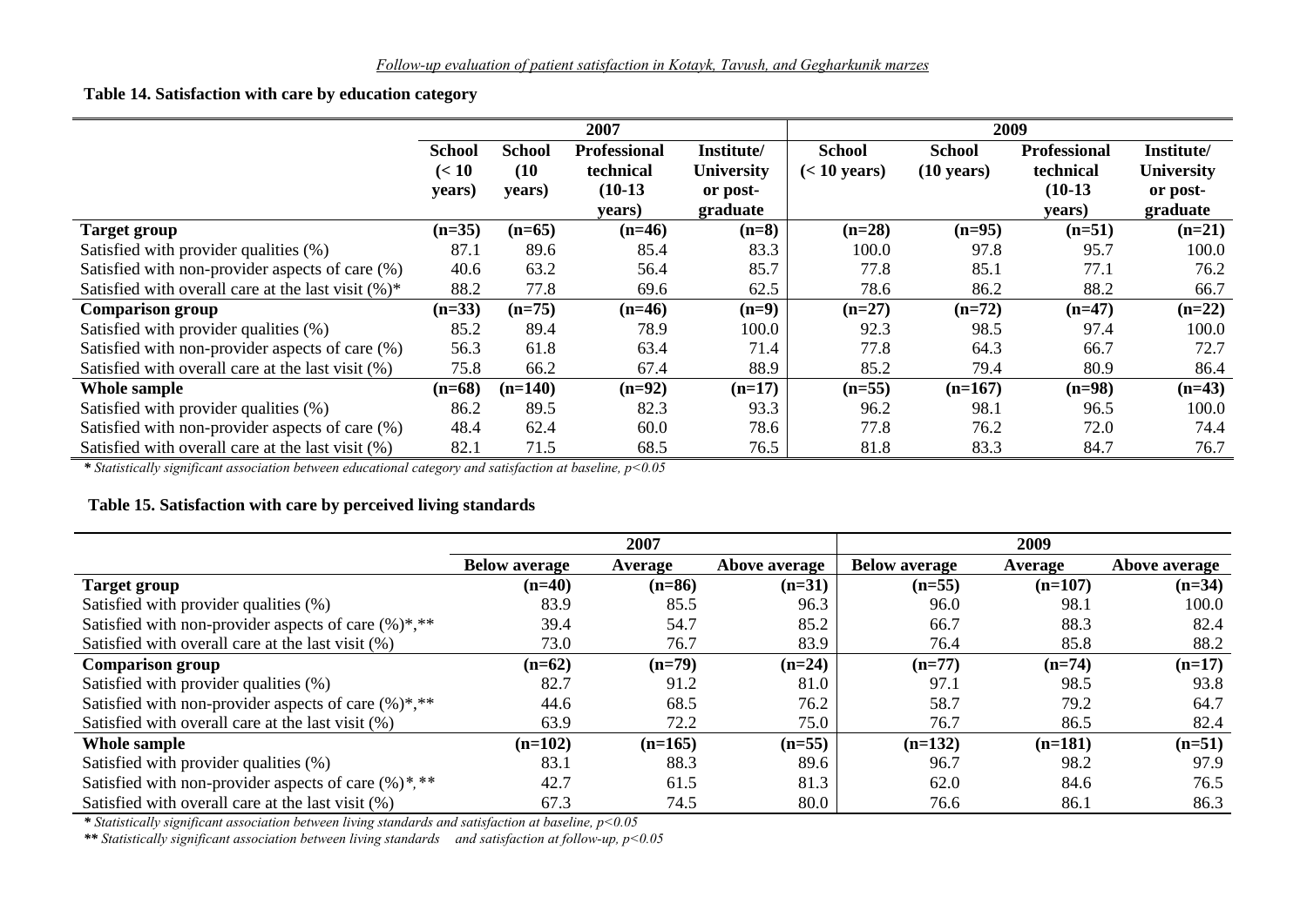**Table 14. Satisfaction with care by education category**

| | 2007 | | | | 2009 | | | |
|---|---|---|---|---|---|---|---|---|
| | School (< 10 years) | School (10 years) | Professional technical (10-13 years) | Institute/ University or post-graduate | School (< 10 years) | School (10 years) | Professional technical (10-13 years) | Institute/ University or post-graduate |
| **Target group** | **(n=35)** | **(n=65)** | **(n=46)** | **(n=8)** | **(n=28)** | **(n=95)** | **(n=51)** | **(n=21)** |
| Satisfied with provider qualities (%) | 87.1 | 89.6 | 85.4 | 83.3 | 100.0 | 97.8 | 95.7 | 100.0 |
| Satisfied with non-provider aspects of care (%) | 40.6 | 63.2 | 56.4 | 85.7 | 77.8 | 85.1 | 77.1 | 76.2 |
| Satisfied with overall care at the last visit (%)* | 88.2 | 77.8 | 69.6 | 62.5 | 78.6 | 86.2 | 88.2 | 66.7 |
| **Comparison group** | **(n=33)** | **(n=75)** | **(n=46)** | **(n=9)** | **(n=27)** | **(n=72)** | **(n=47)** | **(n=22)** |
| Satisfied with provider qualities (%) | 85.2 | 89.4 | 78.9 | 100.0 | 92.3 | 98.5 | 97.4 | 100.0 |
| Satisfied with non-provider aspects of care (%) | 56.3 | 61.8 | 63.4 | 71.4 | 77.8 | 64.3 | 66.7 | 72.7 |
| Satisfied with overall care at the last visit (%) | 75.8 | 66.2 | 67.4 | 88.9 | 85.2 | 79.4 | 80.9 | 86.4 |
| **Whole sample** | **(n=68)** | **(n=140)** | **(n=92)** | **(n=17)** | **(n=55)** | **(n=167)** | **(n=98)** | **(n=43)** |
| Satisfied with provider qualities (%) | 86.2 | 89.5 | 82.3 | 93.3 | 96.2 | 98.1 | 96.5 | 100.0 |
| Satisfied with non-provider aspects of care (%) | 48.4 | 62.4 | 60.0 | 78.6 | 77.8 | 76.2 | 72.0 | 74.4 |
| Satisfied with overall care at the last visit (%) | 82.1 | 71.5 | 68.5 | 76.5 | 81.8 | 83.3 | 84.7 | 76.7 |

*\* Statistically significant association between educational category and satisfaction at baseline, $p<0.05$*

**Table 15. Satisfaction with care by perceived living standards**

| | 2007 | | | 2009 | | |
|---|---|---|---|---|---|---|
| | Below average | Average | Above average | Below average | Average | Above average |
| **Target group** | **(n=40)** | **(n=86)** | **(n=31)** | **(n=55)** | **(n=107)** | **(n=34)** |
| Satisfied with provider qualities (%) | 83.9 | 85.5 | 96.3 | 96.0 | 98.1 | 100.0 |
| Satisfied with non-provider aspects of care (%)*,** | 39.4 | 54.7 | 85.2 | 66.7 | 88.3 | 82.4 |
| Satisfied with overall care at the last visit (%) | 73.0 | 76.7 | 83.9 | 76.4 | 85.8 | 88.2 |
| **Comparison group** | **(n=62)** | **(n=79)** | **(n=24)** | **(n=77)** | **(n=74)** | **(n=17)** |
| Satisfied with provider qualities (%) | 82.7 | 91.2 | 81.0 | 97.1 | 98.5 | 93.8 |
| Satisfied with non-provider aspects of care (%)*,** | 44.6 | 68.5 | 76.2 | 58.7 | 79.2 | 64.7 |
| Satisfied with overall care at the last visit (%) | 63.9 | 72.2 | 75.0 | 76.7 | 86.5 | 82.4 |
| **Whole sample** | **(n=102)** | **(n=165)** | **(n=55)** | **(n=132)** | **(n=181)** | **(n=51)** |
| Satisfied with provider qualities (%) | 83.1 | 88.3 | 89.6 | 96.7 | 98.2 | 97.9 |
| Satisfied with non-provider aspects of care (%)*,** | 42.7 | 61.5 | 81.3 | 62.0 | 84.6 | 76.5 |
| Satisfied with overall care at the last visit (%) | 67.3 | 74.5 | 80.0 | 76.6 | 86.1 | 86.3 |

*\* Statistically significant association between living standards and satisfaction at baseline, $p<0.05$*

*\*\* Statistically significant association between living standards and satisfaction at follow-up, $p<0.05$*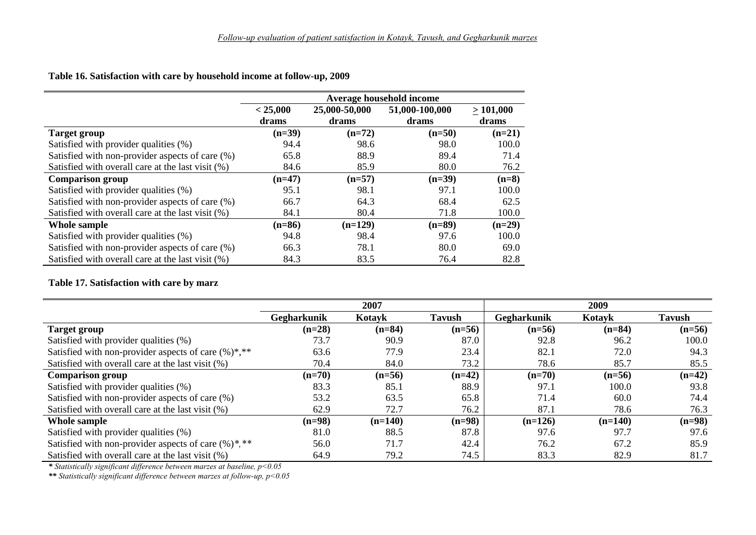**Table 16. Satisfaction with care by household income at follow-up, 2009**

| | Average household income | | | |
|---|---|---|---|---|
| | < 25,000 drams | 25,000-50,000 drams | 51,000-100,000 drams | > 101,000 drams |
| **Target group** | **(n=39)** | **(n=72)** | **(n=50)** | **(n=21)** |
| Satisfied with provider qualities (%) | 94.4 | 98.6 | 98.0 | 100.0 |
| Satisfied with non-provider aspects of care (%) | 65.8 | 88.9 | 89.4 | 71.4 |
| Satisfied with overall care at the last visit (%) | 84.6 | 85.9 | 80.0 | 76.2 |
| **Comparison group** | **(n=47)** | **(n=57)** | **(n=39)** | **(n=8)** |
| Satisfied with provider qualities (%) | 95.1 | 98.1 | 97.1 | 100.0 |
| Satisfied with non-provider aspects of care (%) | 66.7 | 64.3 | 68.4 | 62.5 |
| Satisfied with overall care at the last visit (%) | 84.1 | 80.4 | 71.8 | 100.0 |
| **Whole sample** | **(n=86)** | **(n=129)** | **(n=89)** | **(n=29)** |
| Satisfied with provider qualities (%) | 94.8 | 98.4 | 97.6 | 100.0 |
| Satisfied with non-provider aspects of care (%) | 66.3 | 78.1 | 80.0 | 69.0 |
| Satisfied with overall care at the last visit (%) | 84.3 | 83.5 | 76.4 | 82.8 |

**Table 17. Satisfaction with care by marz**

| | 2007 | | | 2009 | | |
|---|---|---|---|---|---|---|
| | Gegharkunik | Kotayk | Tavush | Gegharkunik | Kotayk | Tavush |
| **Target group** | **(n=28)** | **(n=84)** | **(n=56)** | **(n=56)** | **(n=84)** | **(n=56)** |
| Satisfied with provider qualities (%) | 73.7 | 90.9 | 87.0 | 92.8 | 96.2 | 100.0 |
| Satisfied with non-provider aspects of care (%)*,** | 63.6 | 77.9 | 23.4 | 82.1 | 72.0 | 94.3 |
| Satisfied with overall care at the last visit (%) | 70.4 | 84.0 | 73.2 | 78.6 | 85.7 | 85.5 |
| **Comparison group** | **(n=70)** | **(n=56)** | **(n=42)** | **(n=70)** | **(n=56)** | **(n=42)** |
| Satisfied with provider qualities (%) | 83.3 | 85.1 | 88.9 | 97.1 | 100.0 | 93.8 |
| Satisfied with non-provider aspects of care (%) | 53.2 | 63.5 | 65.8 | 71.4 | 60.0 | 74.4 |
| Satisfied with overall care at the last visit (%) | 62.9 | 72.7 | 76.2 | 87.1 | 78.6 | 76.3 |
| **Whole sample** | **(n=98)** | **(n=140)** | **(n=98)** | **(n=126)** | **(n=140)** | **(n=98)** |
| Satisfied with provider qualities (%) | 81.0 | 88.5 | 87.8 | 97.6 | 97.7 | 97.6 |
| Satisfied with non-provider aspects of care (%)*,** | 56.0 | 71.7 | 42.4 | 76.2 | 67.2 | 85.9 |
| Satisfied with overall care at the last visit (%) | 64.9 | 79.2 | 74.5 | 83.3 | 82.9 | 81.7 |

*\* Statistically significant difference between marzes at baseline, $p<0.05$*

*\*\* Statistically significant difference between marzes at follow-up, $p<0.05$*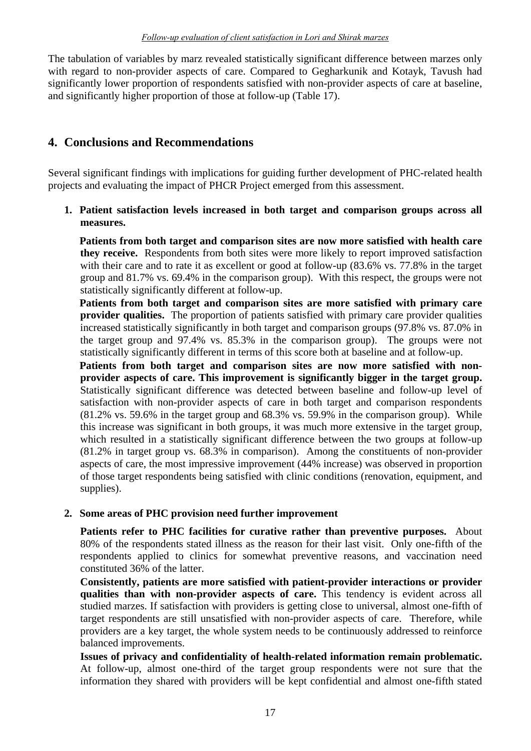The tabulation of variables by marz revealed statistically significant difference between marzes only with regard to non-provider aspects of care. Compared to Gegharkunik and Kotayk, Tavush had significantly lower proportion of respondents satisfied with non-provider aspects of care at baseline, and significantly higher proportion of those at follow-up (Table 17).

## 4. Conclusions and Recommendations

Several significant findings with implications for guiding further development of PHC-related health projects and evaluating the impact of PHCR Project emerged from this assessment.

1. **Patient satisfaction levels increased in both target and comparison groups across all measures.**

   **Patients from both target and comparison sites are now more satisfied with health care they receive.** Respondents from both sites were more likely to report improved satisfaction with their care and to rate it as excellent or good at follow-up (83.6% vs. 77.8% in the target group and 81.7% vs. 69.4% in the comparison group). With this respect, the groups were not statistically significantly different at follow-up.

   **Patients from both target and comparison sites are more satisfied with primary care provider qualities.** The proportion of patients satisfied with primary care provider qualities increased statistically significantly in both target and comparison groups (97.8% vs. 87.0% in the target group and 97.4% vs. 85.3% in the comparison group). The groups were not statistically significantly different in terms of this score both at baseline and at follow-up.

   **Patients from both target and comparison sites are now more satisfied with non-provider aspects of care. This improvement is significantly bigger in the target group.** Statistically significant difference was detected between baseline and follow-up level of satisfaction with non-provider aspects of care in both target and comparison respondents (81.2% vs. 59.6% in the target group and 68.3% vs. 59.9% in the comparison group). While this increase was significant in both groups, it was much more extensive in the target group, which resulted in a statistically significant difference between the two groups at follow-up (81.2% in target group vs. 68.3% in comparison). Among the constituents of non-provider aspects of care, the most impressive improvement (44% increase) was observed in proportion of those target respondents being satisfied with clinic conditions (renovation, equipment, and supplies).

2. **Some areas of PHC provision need further improvement**

   **Patients refer to PHC facilities for curative rather than preventive purposes.** About 80% of the respondents stated illness as the reason for their last visit. Only one-fifth of the respondents applied to clinics for somewhat preventive reasons, and vaccination need constituted 36% of the latter.

   **Consistently, patients are more satisfied with patient-provider interactions or provider qualities than with non-provider aspects of care.** This tendency is evident across all studied marzes. If satisfaction with providers is getting close to universal, almost one-fifth of target respondents are still unsatisfied with non-provider aspects of care. Therefore, while providers are a key target, the whole system needs to be continuously addressed to reinforce balanced improvements.

   **Issues of privacy and confidentiality of health-related information remain problematic.** At follow-up, almost one-third of the target group respondents were not sure that the information they shared with providers will be kept confidential and almost one-fifth stated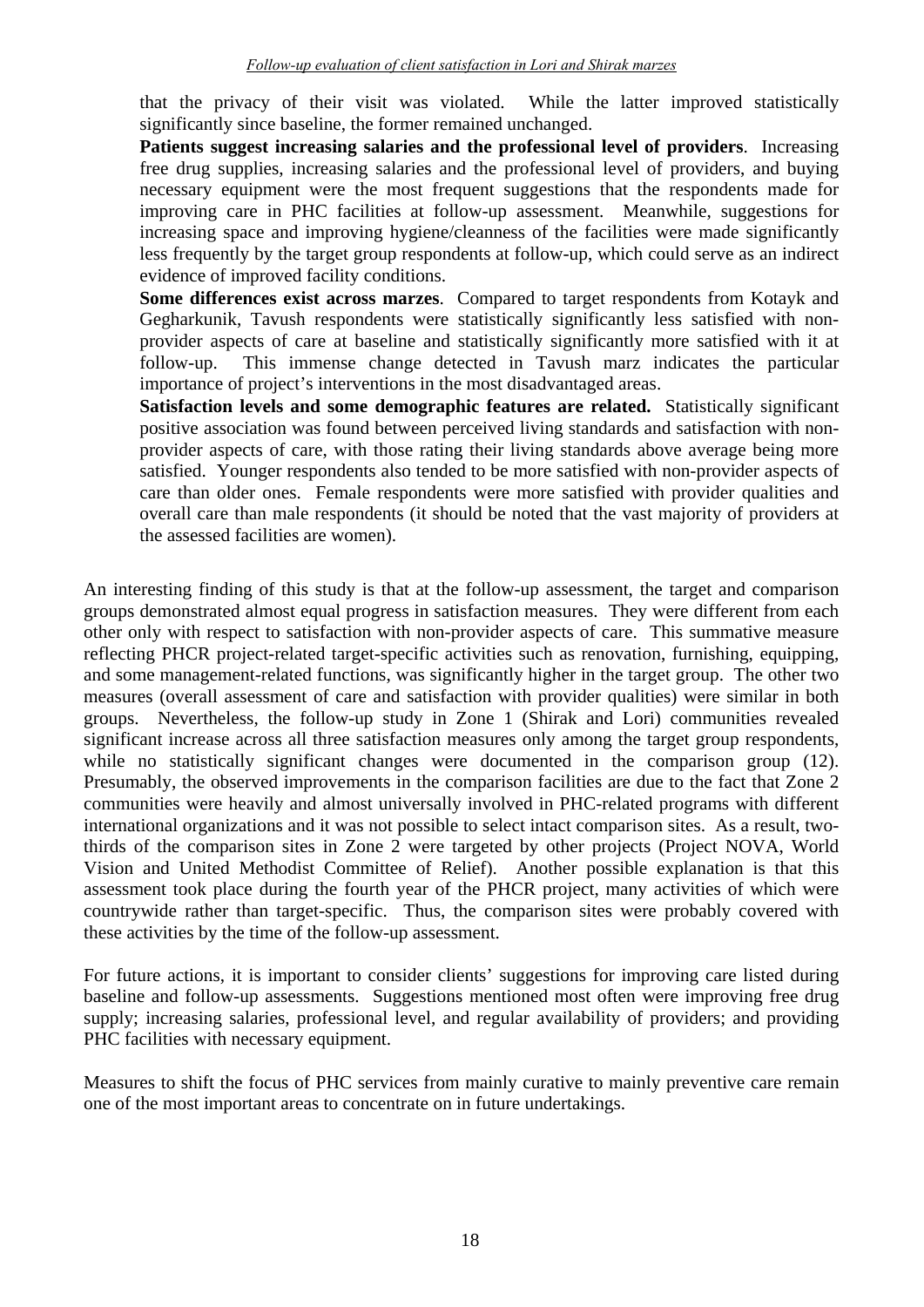that the privacy of their visit was violated. While the latter improved statistically significantly since baseline, the former remained unchanged.

**Patients suggest increasing salaries and the professional level of providers**. Increasing free drug supplies, increasing salaries and the professional level of providers, and buying necessary equipment were the most frequent suggestions that the respondents made for improving care in PHC facilities at follow-up assessment. Meanwhile, suggestions for increasing space and improving hygiene/cleanness of the facilities were made significantly less frequently by the target group respondents at follow-up, which could serve as an indirect evidence of improved facility conditions.

**Some differences exist across marzes**. Compared to target respondents from Kotayk and Gegharkunik, Tavush respondents were statistically significantly less satisfied with non-provider aspects of care at baseline and statistically significantly more satisfied with it at follow-up. This immense change detected in Tavush marz indicates the particular importance of project's interventions in the most disadvantaged areas.

**Satisfaction levels and some demographic features are related.** Statistically significant positive association was found between perceived living standards and satisfaction with non-provider aspects of care, with those rating their living standards above average being more satisfied. Younger respondents also tended to be more satisfied with non-provider aspects of care than older ones. Female respondents were more satisfied with provider qualities and overall care than male respondents (it should be noted that the vast majority of providers at the assessed facilities are women).

An interesting finding of this study is that at the follow-up assessment, the target and comparison groups demonstrated almost equal progress in satisfaction measures. They were different from each other only with respect to satisfaction with non-provider aspects of care. This summative measure reflecting PHCR project-related target-specific activities such as renovation, furnishing, equipping, and some management-related functions, was significantly higher in the target group. The other two measures (overall assessment of care and satisfaction with provider qualities) were similar in both groups. Nevertheless, the follow-up study in Zone 1 (Shirak and Lori) communities revealed significant increase across all three satisfaction measures only among the target group respondents, while no statistically significant changes were documented in the comparison group (12). Presumably, the observed improvements in the comparison facilities are due to the fact that Zone 2 communities were heavily and almost universally involved in PHC-related programs with different international organizations and it was not possible to select intact comparison sites. As a result, two-thirds of the comparison sites in Zone 2 were targeted by other projects (Project NOVA, World Vision and United Methodist Committee of Relief). Another possible explanation is that this assessment took place during the fourth year of the PHCR project, many activities of which were countrywide rather than target-specific. Thus, the comparison sites were probably covered with these activities by the time of the follow-up assessment.

For future actions, it is important to consider clients' suggestions for improving care listed during baseline and follow-up assessments. Suggestions mentioned most often were improving free drug supply; increasing salaries, professional level, and regular availability of providers; and providing PHC facilities with necessary equipment.

Measures to shift the focus of PHC services from mainly curative to mainly preventive care remain one of the most important areas to concentrate on in future undertakings.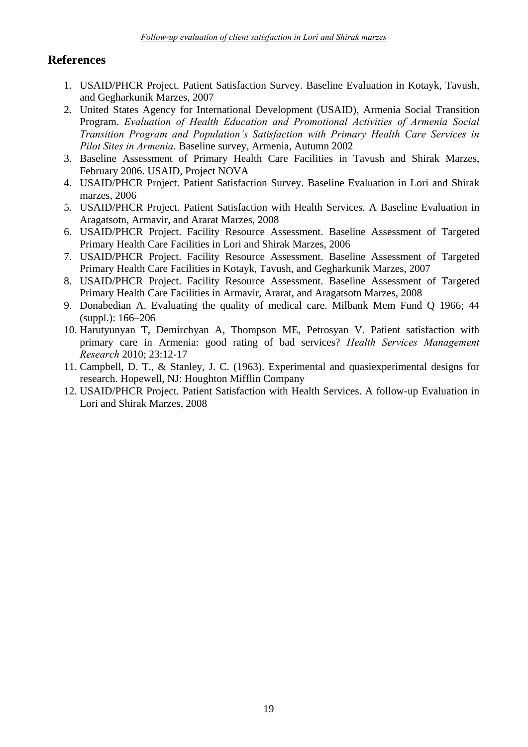## References

1. USAID/PHCR Project. Patient Satisfaction Survey. Baseline Evaluation in Kotayk, Tavush, and Gegharkunik Marzes, 2007
2. United States Agency for International Development (USAID), Armenia Social Transition Program. *Evaluation of Health Education and Promotional Activities of Armenia Social Transition Program and Population's Satisfaction with Primary Health Care Services in Pilot Sites in Armenia*. Baseline survey, Armenia, Autumn 2002
3. Baseline Assessment of Primary Health Care Facilities in Tavush and Shirak Marzes, February 2006. USAID, Project NOVA
4. USAID/PHCR Project. Patient Satisfaction Survey. Baseline Evaluation in Lori and Shirak marzes, 2006
5. USAID/PHCR Project. Patient Satisfaction with Health Services. A Baseline Evaluation in Aragatsotn, Armavir, and Ararat Marzes, 2008
6. USAID/PHCR Project. Facility Resource Assessment. Baseline Assessment of Targeted Primary Health Care Facilities in Lori and Shirak Marzes, 2006
7. USAID/PHCR Project. Facility Resource Assessment. Baseline Assessment of Targeted Primary Health Care Facilities in Kotayk, Tavush, and Gegharkunik Marzes, 2007
8. USAID/PHCR Project. Facility Resource Assessment. Baseline Assessment of Targeted Primary Health Care Facilities in Armavir, Ararat, and Aragatsotn Marzes, 2008
9. Donabedian A. Evaluating the quality of medical care. Milbank Mem Fund Q 1966; 44 (suppl.): 166–206
10. Harutyunyan T, Demirchyan A, Thompson ME, Petrosyan V. Patient satisfaction with primary care in Armenia: good rating of bad services? *Health Services Management Research* 2010; 23:12-17
11. Campbell, D. T., & Stanley, J. C. (1963). Experimental and quasiexperimental designs for research. Hopewell, NJ: Houghton Mifflin Company
12. USAID/PHCR Project. Patient Satisfaction with Health Services. A follow-up Evaluation in Lori and Shirak Marzes, 2008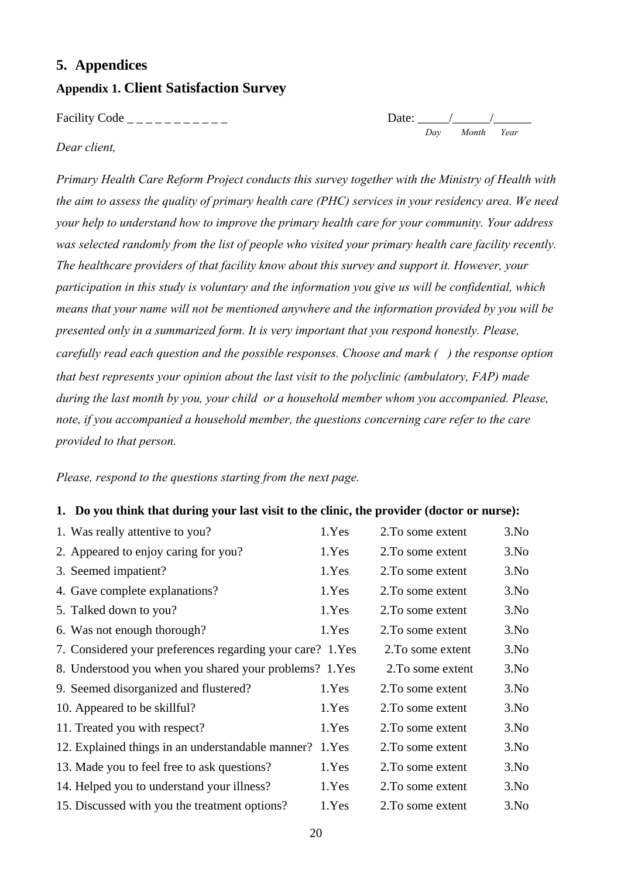## 5. Appendices

### Appendix 1. Client Satisfaction Survey

Facility Code _ _ _ _ _ _ _ _ _ _ _ 

Date: _____/______/______
Day Month Year

*Dear client,*

*Primary Health Care Reform Project conducts this survey together with the Ministry of Health with the aim to assess the quality of primary health care (PHC) services in your residency area. We need your help to understand how to improve the primary health care for your community. Your address was selected randomly from the list of people who visited your primary health care facility recently. The healthcare providers of that facility know about this survey and support it. However, your participation in this study is voluntary and the information you give us will be confidential, which means that your name will not be mentioned anywhere and the information provided by you will be presented only in a summarized form. It is very important that you respond honestly. Please, carefully read each question and the possible responses. Choose and mark (   ) the response option that best represents your opinion about the last visit to the polyclinic (ambulatory, FAP) made during the last month by you, your child  or a household member whom you accompanied. Please, note, if you accompanied a household member, the questions concerning care refer to the care provided to that person.*

*Please, respond to the questions starting from the next page.*

**1. Do you think that during your last visit to the clinic, the provider (doctor or nurse):**

| | | | |
|---|---|---|---|
| 1. Was really attentive to you? | 1.Yes | 2.To some extent | 3.No |
| 2. Appeared to enjoy caring for you? | 1.Yes | 2.To some extent | 3.No |
| 3. Seemed impatient? | 1.Yes | 2.To some extent | 3.No |
| 4. Gave complete explanations? | 1.Yes | 2.To some extent | 3.No |
| 5. Talked down to you? | 1.Yes | 2.To some extent | 3.No |
| 6. Was not enough thorough? | 1.Yes | 2.To some extent | 3.No |
| 7. Considered your preferences regarding your care? | 1.Yes | 2.To some extent | 3.No |
| 8. Understood you when you shared your problems? | 1.Yes | 2.To some extent | 3.No |
| 9. Seemed disorganized and flustered? | 1.Yes | 2.To some extent | 3.No |
| 10. Appeared to be skillful? | 1.Yes | 2.To some extent | 3.No |
| 11. Treated you with respect? | 1.Yes | 2.To some extent | 3.No |
| 12. Explained things in an understandable manner? | 1.Yes | 2.To some extent | 3.No |
| 13. Made you to feel free to ask questions? | 1.Yes | 2.To some extent | 3.No |
| 14. Helped you to understand your illness? | 1.Yes | 2.To some extent | 3.No |
| 15. Discussed with you the treatment options? | 1.Yes | 2.To some extent | 3.No |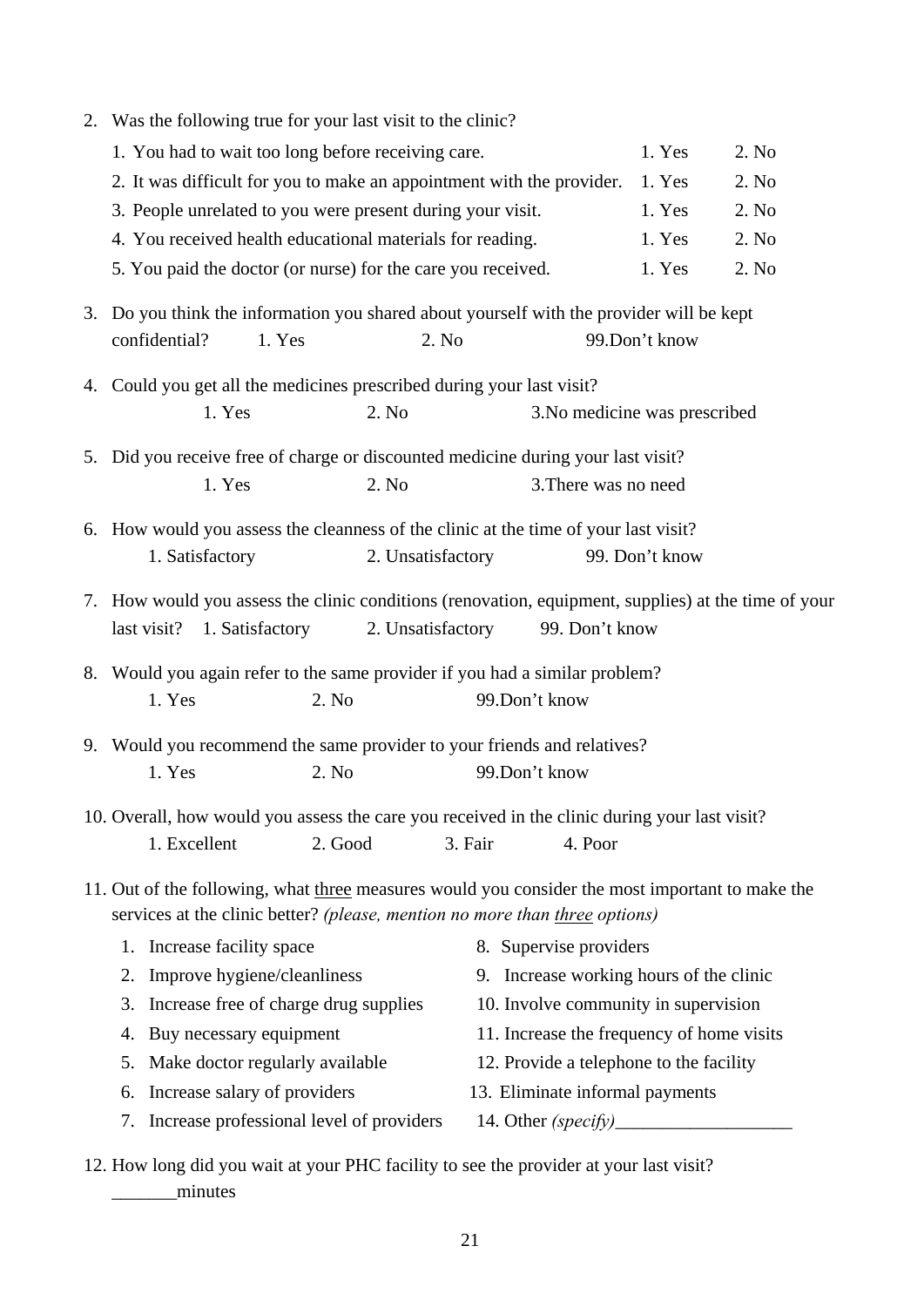2. Was the following true for your last visit to the clinic?

| | | |
|---|---|---|
| 1. You had to wait too long before receiving care. | 1. Yes | 2. No |
| 2. It was difficult for you to make an appointment with the provider. | 1. Yes | 2. No |
| 3. People unrelated to you were present during your visit. | 1. Yes | 2. No |
| 4. You received health educational materials for reading. | 1. Yes | 2. No |
| 5. You paid the doctor (or nurse) for the care you received. | 1. Yes | 2. No |

3. Do you think the information you shared about yourself with the provider will be kept confidential? 1. Yes 2. No 99.Don't know

4. Could you get all the medicines prescribed during your last visit?
   1. Yes 2. No 3.No medicine was prescribed

5. Did you receive free of charge or discounted medicine during your last visit?
   1. Yes 2. No 3.There was no need

6. How would you assess the cleanness of the clinic at the time of your last visit?
   1. Satisfactory 2. Unsatisfactory 99. Don't know

7. How would you assess the clinic conditions (renovation, equipment, supplies) at the time of your last visit? 1. Satisfactory 2. Unsatisfactory 99. Don't know

8. Would you again refer to the same provider if you had a similar problem?
   1. Yes 2. No 99.Don't know

9. Would you recommend the same provider to your friends and relatives?
   1. Yes 2. No 99.Don't know

10. Overall, how would you assess the care you received in the clinic during your last visit?
    1. Excellent 2. Good 3. Fair 4. Poor

11. Out of the following, what three measures would you consider the most important to make the services at the clinic better? *(please, mention no more than three options)*

| | |
|---|---|
| 1. Increase facility space | 8. Supervise providers |
| 2. Improve hygiene/cleanliness | 9. Increase working hours of the clinic |
| 3. Increase free of charge drug supplies | 10. Involve community in supervision |
| 4. Buy necessary equipment | 11. Increase the frequency of home visits |
| 5. Make doctor regularly available | 12. Provide a telephone to the facility |
| 6. Increase salary of providers | 13. Eliminate informal payments |
| 7. Increase professional level of providers | 14. Other *(specify)*___________________ |

12. How long did you wait at your PHC facility to see the provider at your last visit?
    _______minutes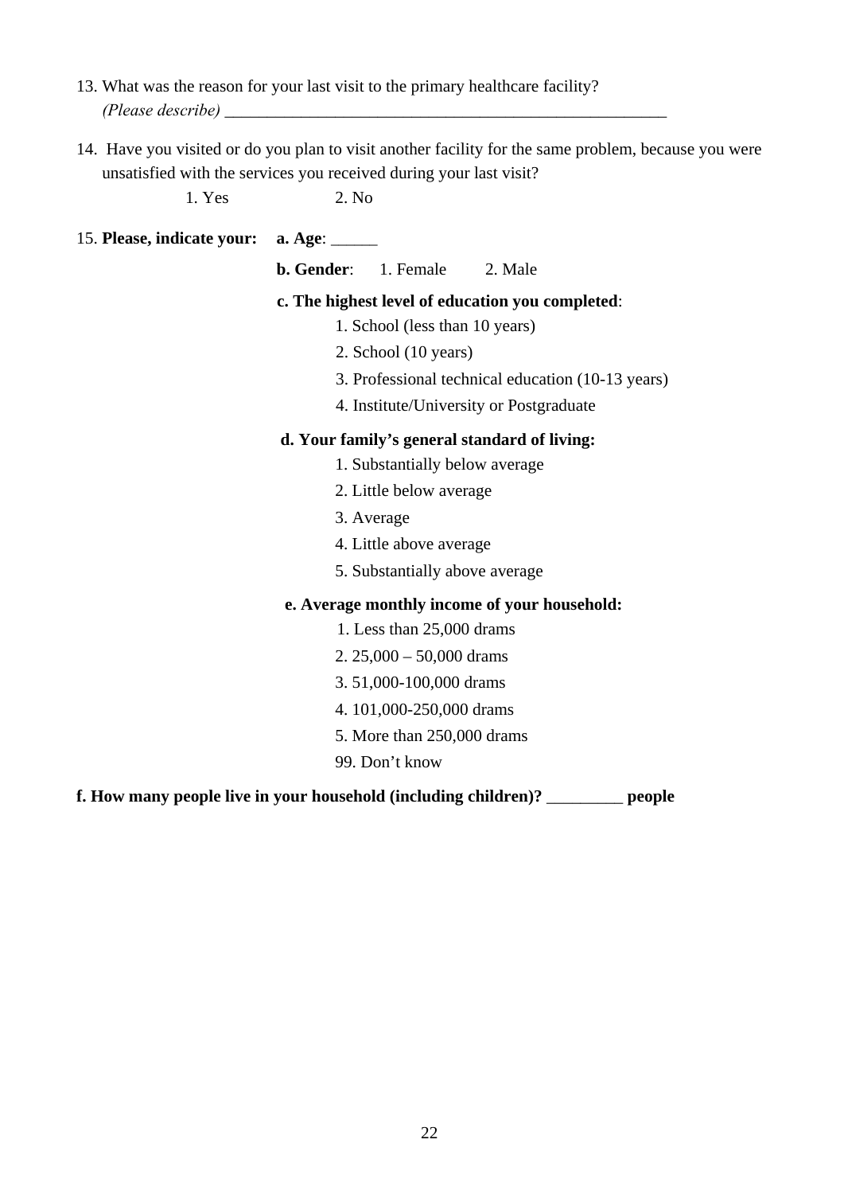13. What was the reason for your last visit to the primary healthcare facility?
    *(Please describe)* ____________________________________________________

14. Have you visited or do you plan to visit another facility for the same problem, because you were unsatisfied with the services you received during your last visit?

    1. Yes    2. No

15. **Please, indicate your:**

    **a. Age**: _____

    **b. Gender**: 1. Female 2. Male

    **c. The highest level of education you completed**:

    1. School (less than 10 years)
    2. School (10 years)
    3. Professional technical education (10-13 years)
    4. Institute/University or Postgraduate

    **d. Your family's general standard of living:**

    1. Substantially below average
    2. Little below average
    3. Average
    4. Little above average
    5. Substantially above average

    **e. Average monthly income of your household:**

    1. Less than 25,000 drams
    2. 25,000 – 50,000 drams
    3. 51,000-100,000 drams
    4. 101,000-250,000 drams
    5. More than 250,000 drams

    99. Don't know

**f. How many people live in your household (including children)?** _________ **people**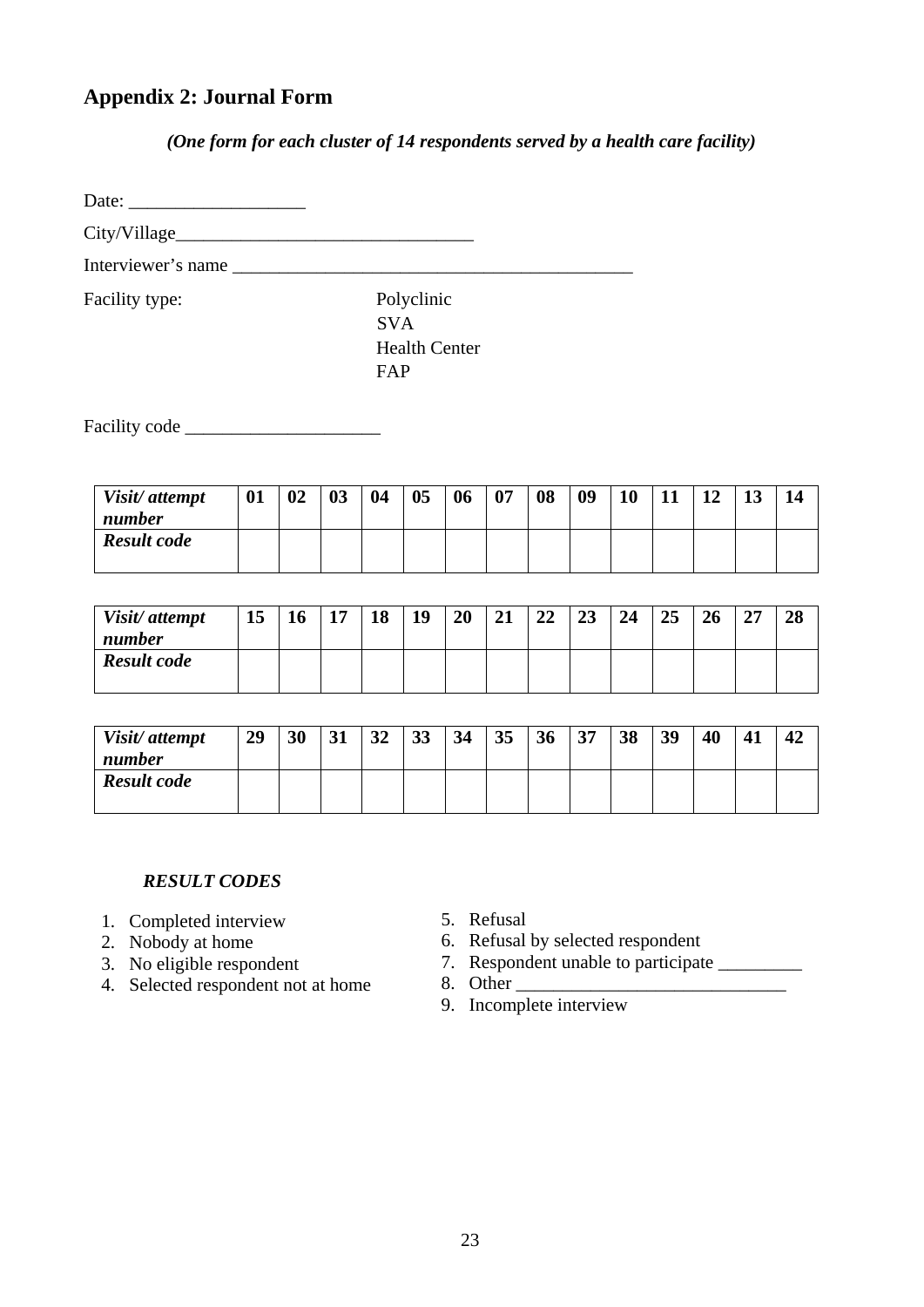## Appendix 2: Journal Form

***(One form for each cluster of 14 respondents served by a health care facility)***

Date: ___________________

City/Village________________________________

Interviewer's name ___________________________________________

Facility type:

Polyclinic
SVA
Health Center
FAP

Facility code _____________________

| ***Visit/ attempt number*** | **01** | **02** | **03** | **04** | **05** | **06** | **07** | **08** | **09** | **10** | **11** | **12** | **13** | **14** |
|---|---|---|---|---|---|---|---|---|---|---|---|---|---|---|
| ***Result code*** | | | | | | | | | | | | | | |

| ***Visit/ attempt number*** | **15** | **16** | **17** | **18** | **19** | **20** | **21** | **22** | **23** | **24** | **25** | **26** | **27** | **28** |
|---|---|---|---|---|---|---|---|---|---|---|---|---|---|---|
| ***Result code*** | | | | | | | | | | | | | | |

| ***Visit/ attempt number*** | **29** | **30** | **31** | **32** | **33** | **34** | **35** | **36** | **37** | **38** | **39** | **40** | **41** | **42** |
|---|---|---|---|---|---|---|---|---|---|---|---|---|---|---|
| ***Result code*** | | | | | | | | | | | | | | |

***RESULT CODES***

1. Completed interview
2. Nobody at home
3. No eligible respondent
4. Selected respondent not at home
5. Refusal
6. Refusal by selected respondent
7. Respondent unable to participate _________
8. Other _____________________________
9. Incomplete interview